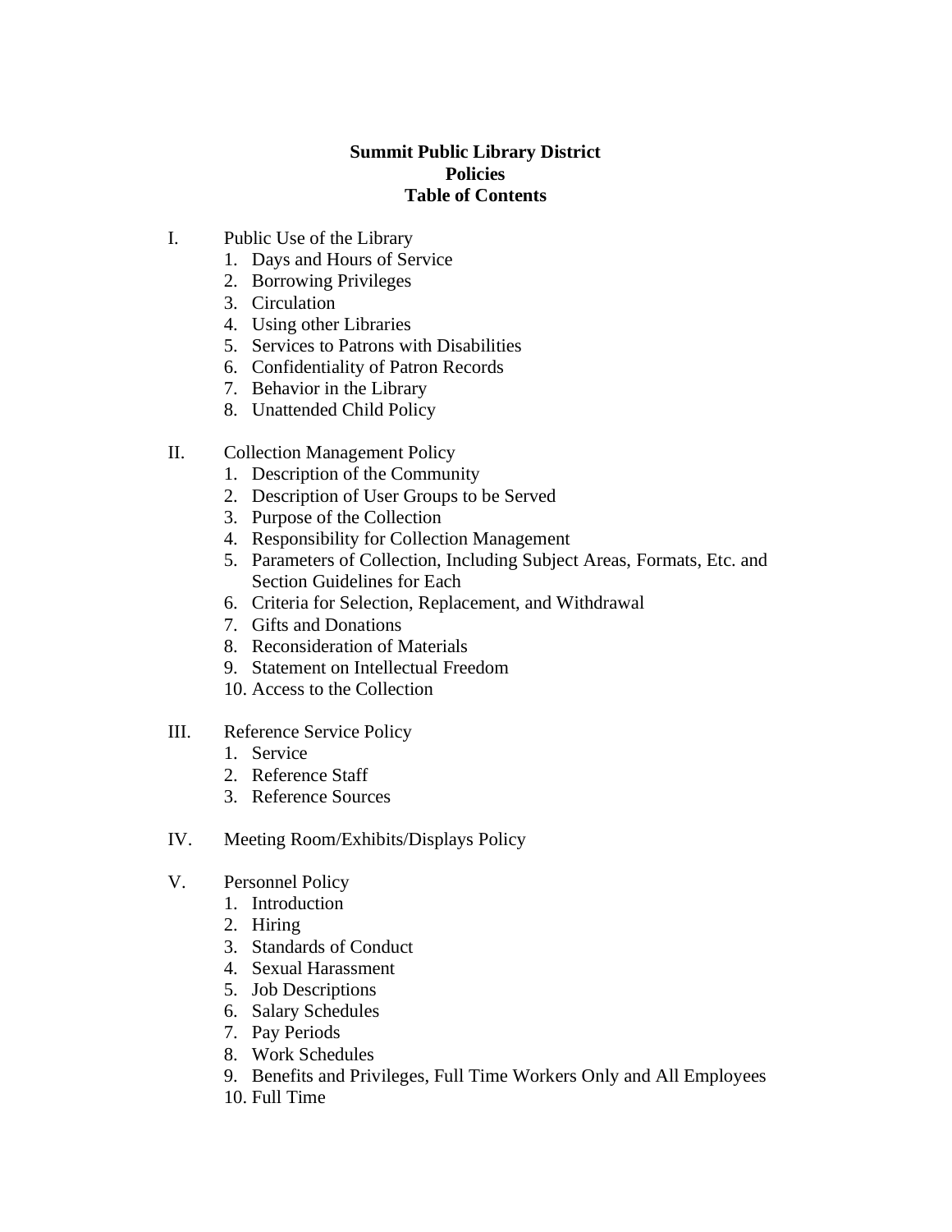# Summit Public Library District
## Policies
## Table of Contents

I. Public Use of the Library
1. Days and Hours of Service
2. Borrowing Privileges
3. Circulation
4. Using other Libraries
5. Services to Patrons with Disabilities
6. Confidentiality of Patron Records
7. Behavior in the Library
8. Unattended Child Policy

II. Collection Management Policy
1. Description of the Community
2. Description of User Groups to be Served
3. Purpose of the Collection
4. Responsibility for Collection Management
5. Parameters of Collection, Including Subject Areas, Formats, Etc. and Section Guidelines for Each
6. Criteria for Selection, Replacement, and Withdrawal
7. Gifts and Donations
8. Reconsideration of Materials
9. Statement on Intellectual Freedom
10. Access to the Collection

III. Reference Service Policy
1. Service
2. Reference Staff
3. Reference Sources

IV. Meeting Room/Exhibits/Displays Policy

V. Personnel Policy
1. Introduction
2. Hiring
3. Standards of Conduct
4. Sexual Harassment
5. Job Descriptions
6. Salary Schedules
7. Pay Periods
8. Work Schedules
9. Benefits and Privileges, Full Time Workers Only and All Employees
10. Full Time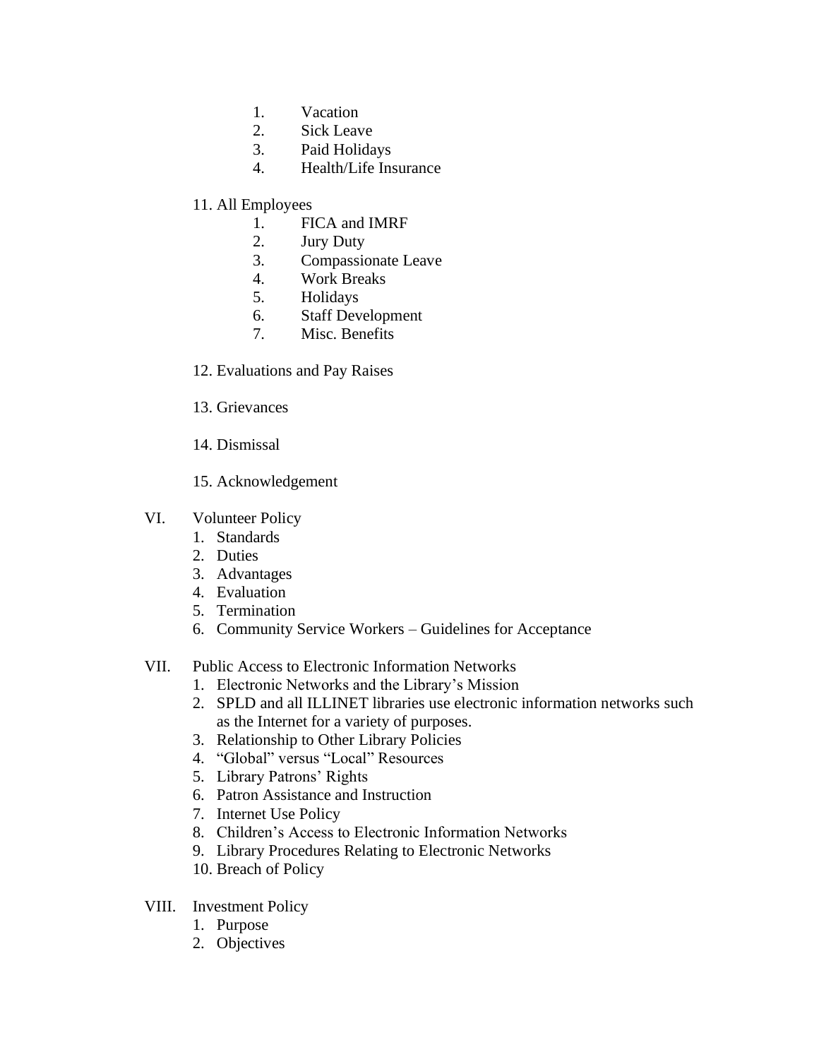1. Vacation
2. Sick Leave
3. Paid Holidays
4. Health/Life Insurance

11. All Employees
    1. FICA and IMRF
    2. Jury Duty
    3. Compassionate Leave
    4. Work Breaks
    5. Holidays
    6. Staff Development
    7. Misc. Benefits

12. Evaluations and Pay Raises

13. Grievances

14. Dismissal

15. Acknowledgement

VI. Volunteer Policy
1. Standards
2. Duties
3. Advantages
4. Evaluation
5. Termination
6. Community Service Workers – Guidelines for Acceptance

VII. Public Access to Electronic Information Networks
1. Electronic Networks and the Library's Mission
2. SPLD and all ILLINET libraries use electronic information networks such as the Internet for a variety of purposes.
3. Relationship to Other Library Policies
4. "Global" versus "Local" Resources
5. Library Patrons' Rights
6. Patron Assistance and Instruction
7. Internet Use Policy
8. Children's Access to Electronic Information Networks
9. Library Procedures Relating to Electronic Networks
10. Breach of Policy

VIII. Investment Policy
1. Purpose
2. Objectives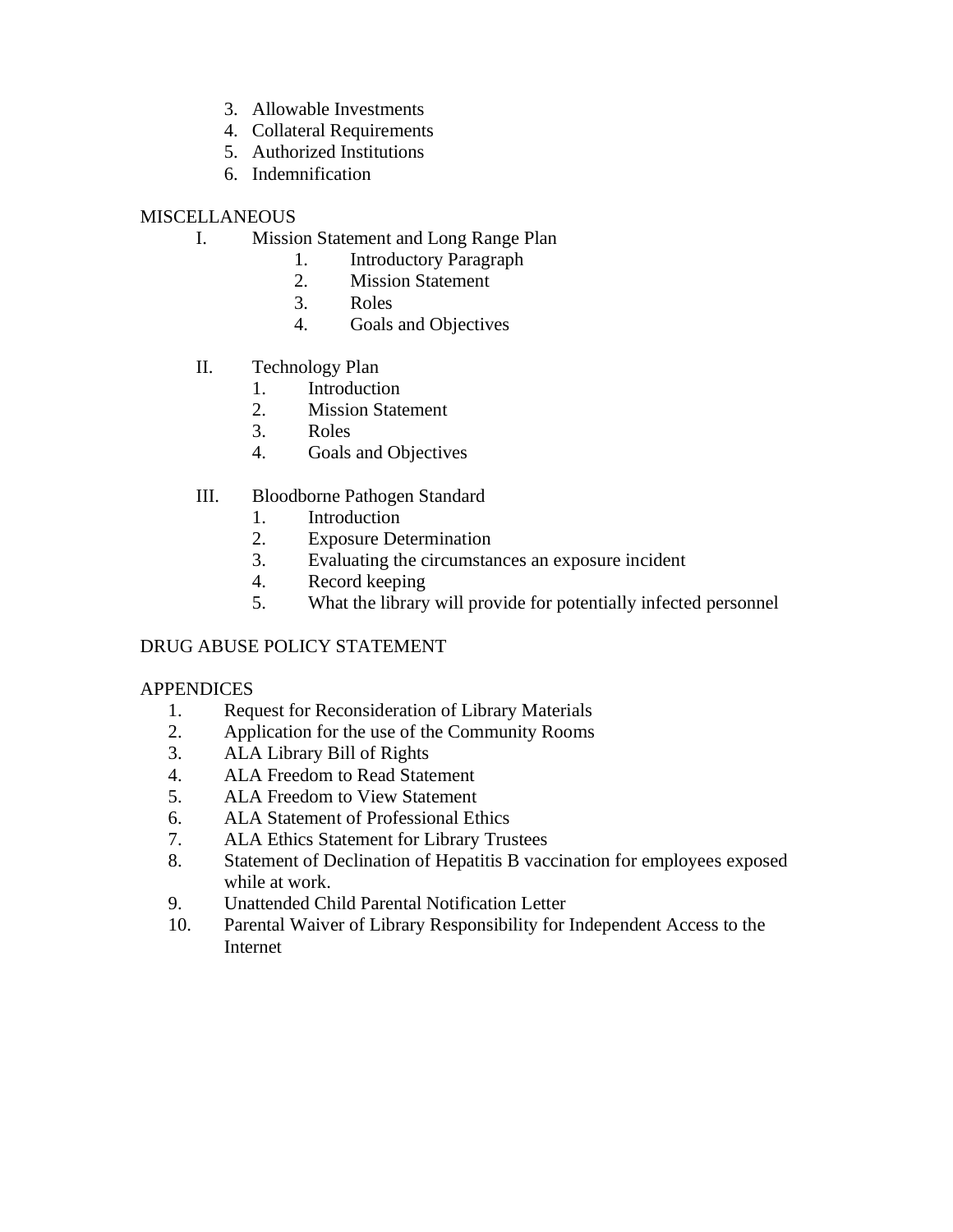3. Allowable Investments
4. Collateral Requirements
5. Authorized Institutions
6. Indemnification

MISCELLANEOUS

I. Mission Statement and Long Range Plan
    1. Introductory Paragraph
    2. Mission Statement
    3. Roles
    4. Goals and Objectives

II. Technology Plan
    1. Introduction
    2. Mission Statement
    3. Roles
    4. Goals and Objectives

III. Bloodborne Pathogen Standard
    1. Introduction
    2. Exposure Determination
    3. Evaluating the circumstances an exposure incident
    4. Record keeping
    5. What the library will provide for potentially infected personnel

DRUG ABUSE POLICY STATEMENT

APPENDICES

1. Request for Reconsideration of Library Materials
2. Application for the use of the Community Rooms
3. ALA Library Bill of Rights
4. ALA Freedom to Read Statement
5. ALA Freedom to View Statement
6. ALA Statement of Professional Ethics
7. ALA Ethics Statement for Library Trustees
8. Statement of Declination of Hepatitis B vaccination for employees exposed while at work.
9. Unattended Child Parental Notification Letter
10. Parental Waiver of Library Responsibility for Independent Access to the Internet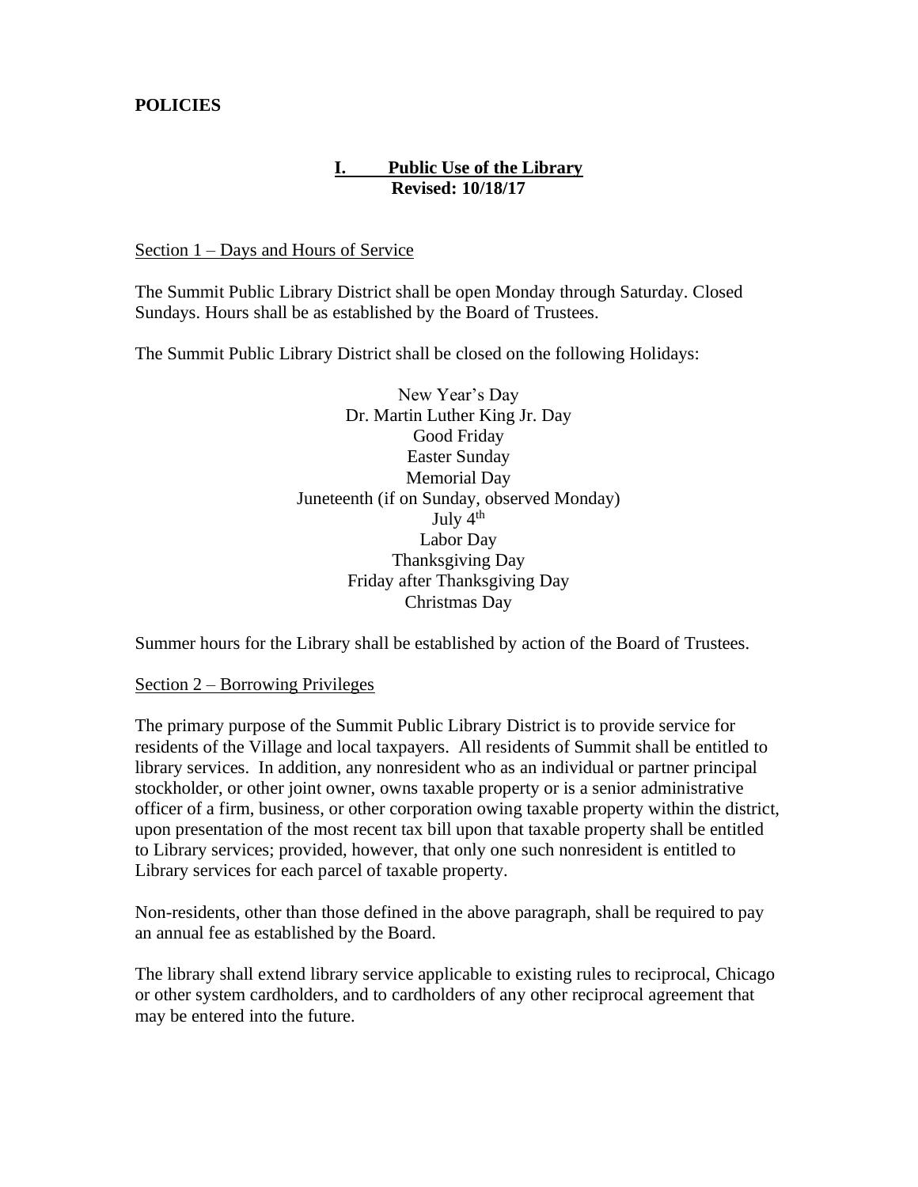**POLICIES**

## I. Public Use of the Library

**Revised: 10/18/17**

Section 1 – Days and Hours of Service

The Summit Public Library District shall be open Monday through Saturday. Closed Sundays. Hours shall be as established by the Board of Trustees.

The Summit Public Library District shall be closed on the following Holidays:

New Year's Day
Dr. Martin Luther King Jr. Day
Good Friday
Easter Sunday
Memorial Day
Juneteenth (if on Sunday, observed Monday)
July 4th
Labor Day
Thanksgiving Day
Friday after Thanksgiving Day
Christmas Day

Summer hours for the Library shall be established by action of the Board of Trustees.

Section 2 – Borrowing Privileges

The primary purpose of the Summit Public Library District is to provide service for residents of the Village and local taxpayers. All residents of Summit shall be entitled to library services. In addition, any nonresident who as an individual or partner principal stockholder, or other joint owner, owns taxable property or is a senior administrative officer of a firm, business, or other corporation owing taxable property within the district, upon presentation of the most recent tax bill upon that taxable property shall be entitled to Library services; provided, however, that only one such nonresident is entitled to Library services for each parcel of taxable property.

Non-residents, other than those defined in the above paragraph, shall be required to pay an annual fee as established by the Board.

The library shall extend library service applicable to existing rules to reciprocal, Chicago or other system cardholders, and to cardholders of any other reciprocal agreement that may be entered into the future.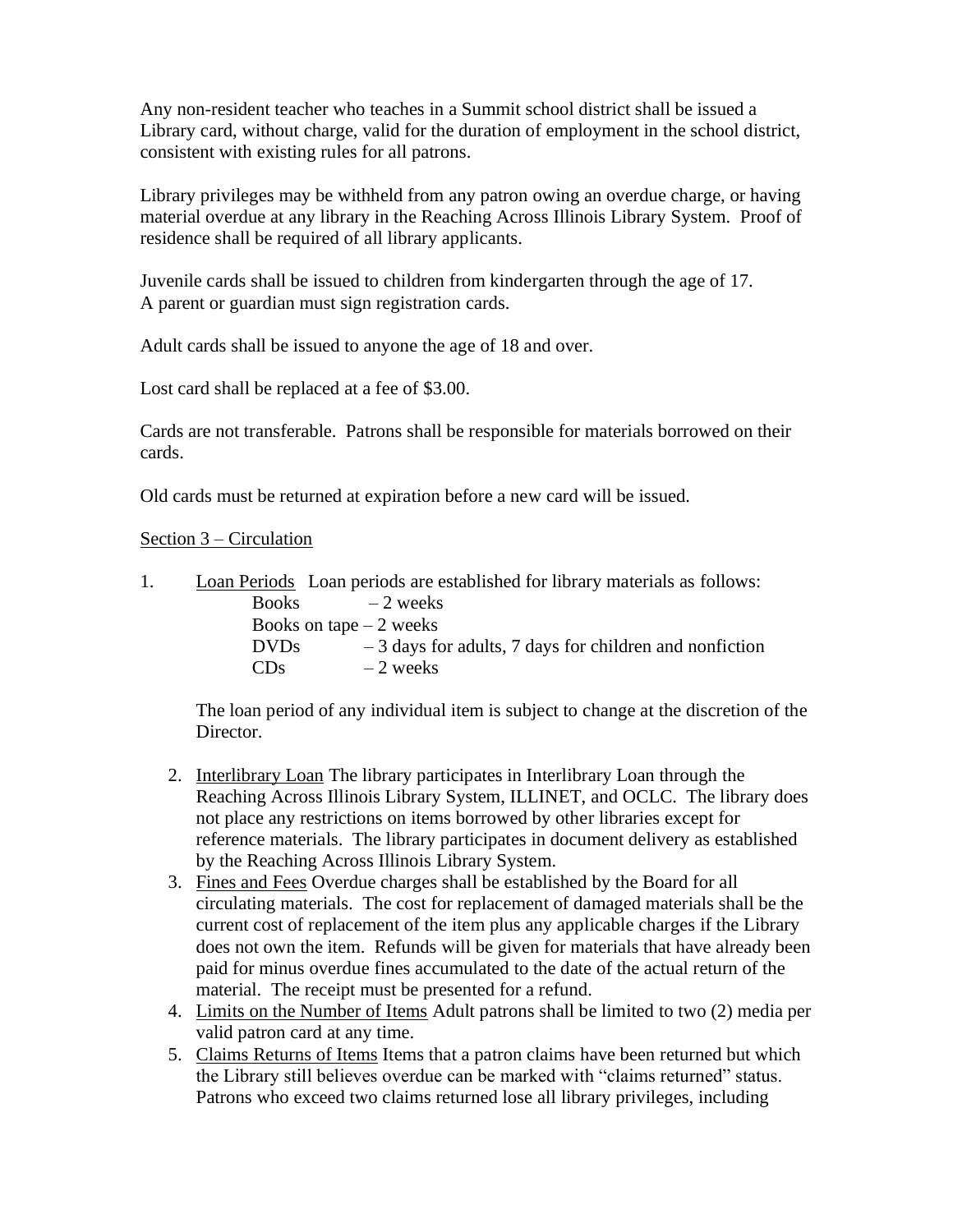Any non-resident teacher who teaches in a Summit school district shall be issued a Library card, without charge, valid for the duration of employment in the school district, consistent with existing rules for all patrons.

Library privileges may be withheld from any patron owing an overdue charge, or having material overdue at any library in the Reaching Across Illinois Library System. Proof of residence shall be required of all library applicants.

Juvenile cards shall be issued to children from kindergarten through the age of 17. A parent or guardian must sign registration cards.

Adult cards shall be issued to anyone the age of 18 and over.

Lost card shall be replaced at a fee of $3.00.

Cards are not transferable. Patrons shall be responsible for materials borrowed on their cards.

Old cards must be returned at expiration before a new card will be issued.

Section 3 – Circulation

1. Loan Periods Loan periods are established for library materials as follows:
   - Books – 2 weeks
   - Books on tape – 2 weeks
   - DVDs – 3 days for adults, 7 days for children and nonfiction
   - CDs – 2 weeks

   The loan period of any individual item is subject to change at the discretion of the Director.

2. Interlibrary Loan The library participates in Interlibrary Loan through the Reaching Across Illinois Library System, ILLINET, and OCLC. The library does not place any restrictions on items borrowed by other libraries except for reference materials. The library participates in document delivery as established by the Reaching Across Illinois Library System.
3. Fines and Fees Overdue charges shall be established by the Board for all circulating materials. The cost for replacement of damaged materials shall be the current cost of replacement of the item plus any applicable charges if the Library does not own the item. Refunds will be given for materials that have already been paid for minus overdue fines accumulated to the date of the actual return of the material. The receipt must be presented for a refund.
4. Limits on the Number of Items Adult patrons shall be limited to two (2) media per valid patron card at any time.
5. Claims Returns of Items Items that a patron claims have been returned but which the Library still believes overdue can be marked with "claims returned" status. Patrons who exceed two claims returned lose all library privileges, including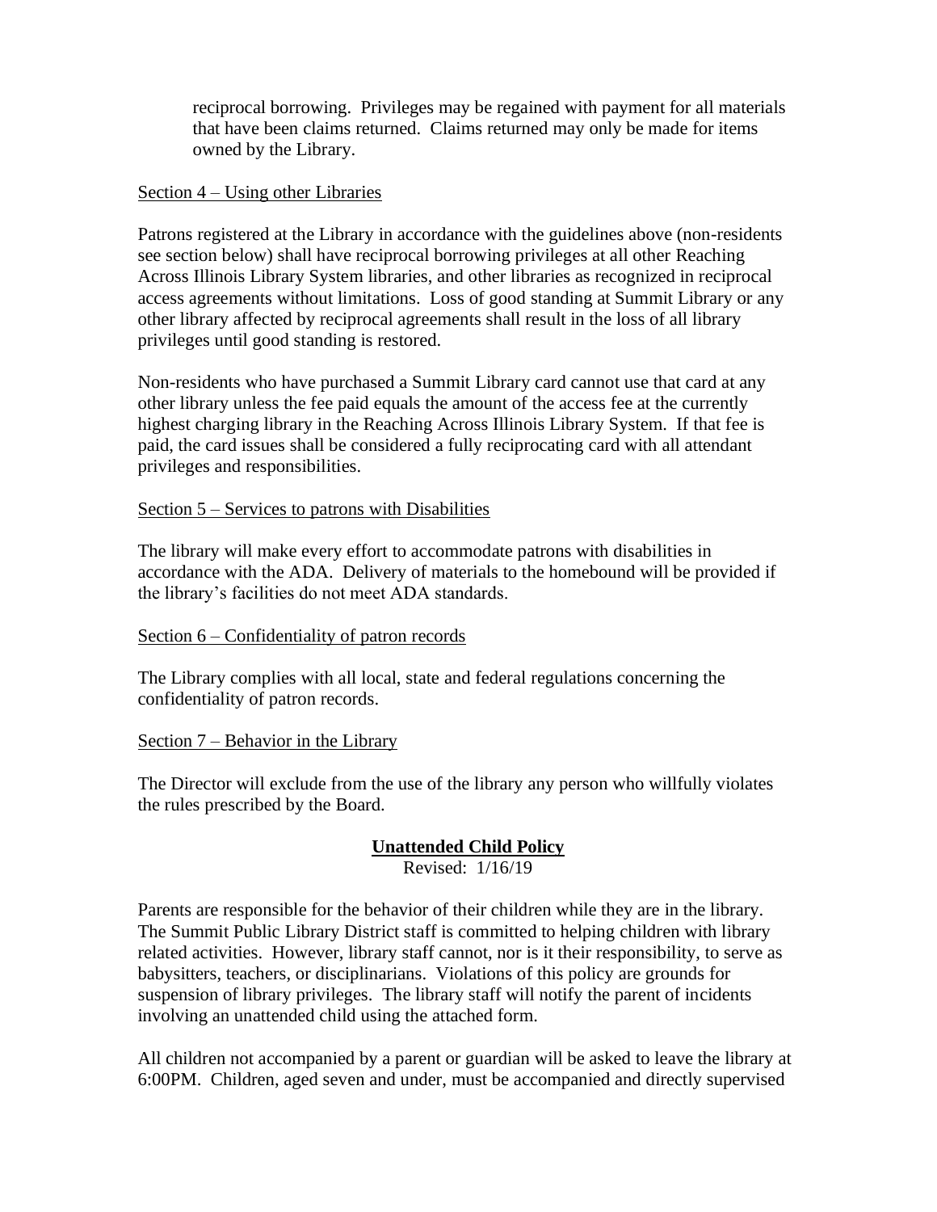reciprocal borrowing. Privileges may be regained with payment for all materials that have been claims returned. Claims returned may only be made for items owned by the Library.

<u>Section 4 – Using other Libraries</u>

Patrons registered at the Library in accordance with the guidelines above (non-residents see section below) shall have reciprocal borrowing privileges at all other Reaching Across Illinois Library System libraries, and other libraries as recognized in reciprocal access agreements without limitations. Loss of good standing at Summit Library or any other library affected by reciprocal agreements shall result in the loss of all library privileges until good standing is restored.

Non-residents who have purchased a Summit Library card cannot use that card at any other library unless the fee paid equals the amount of the access fee at the currently highest charging library in the Reaching Across Illinois Library System. If that fee is paid, the card issues shall be considered a fully reciprocating card with all attendant privileges and responsibilities.

<u>Section 5 – Services to patrons with Disabilities</u>

The library will make every effort to accommodate patrons with disabilities in accordance with the ADA. Delivery of materials to the homebound will be provided if the library's facilities do not meet ADA standards.

<u>Section 6 – Confidentiality of patron records</u>

The Library complies with all local, state and federal regulations concerning the confidentiality of patron records.

<u>Section 7 – Behavior in the Library</u>

The Director will exclude from the use of the library any person who willfully violates the rules prescribed by the Board.

## **Unattended Child Policy**

Revised: 1/16/19

Parents are responsible for the behavior of their children while they are in the library. The Summit Public Library District staff is committed to helping children with library related activities. However, library staff cannot, nor is it their responsibility, to serve as babysitters, teachers, or disciplinarians. Violations of this policy are grounds for suspension of library privileges. The library staff will notify the parent of incidents involving an unattended child using the attached form.

All children not accompanied by a parent or guardian will be asked to leave the library at 6:00PM. Children, aged seven and under, must be accompanied and directly supervised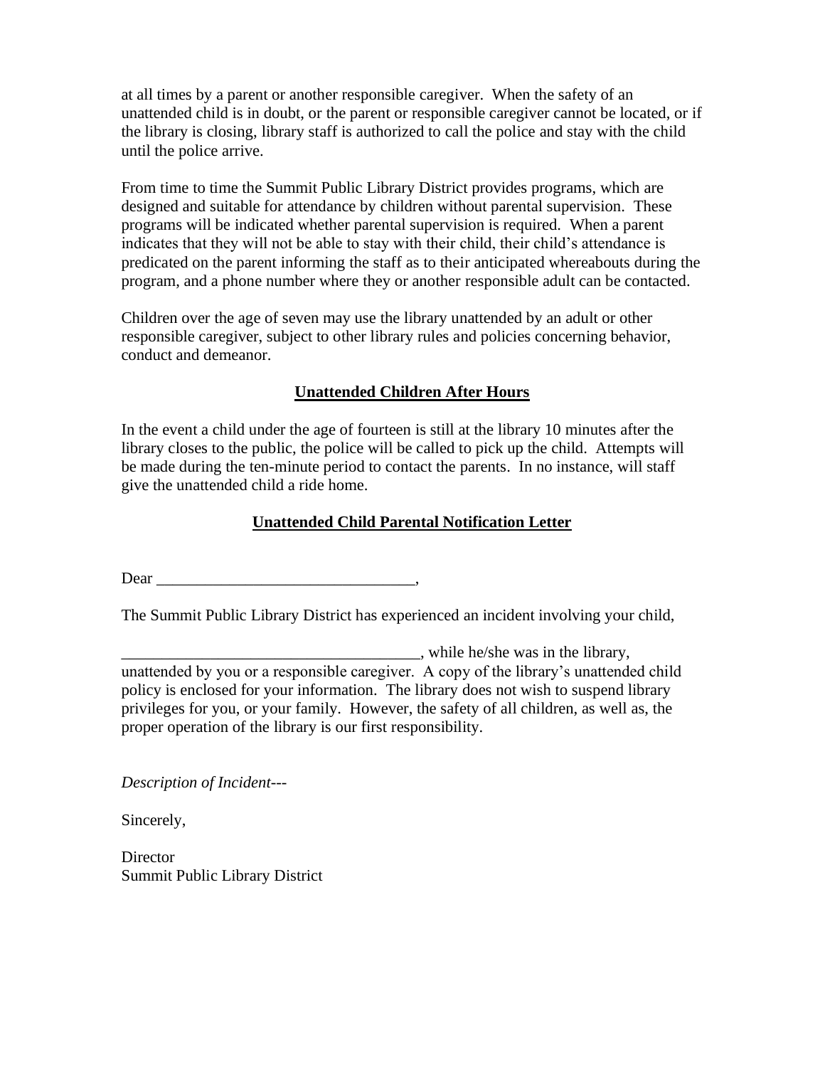at all times by a parent or another responsible caregiver. When the safety of an unattended child is in doubt, or the parent or responsible caregiver cannot be located, or if the library is closing, library staff is authorized to call the police and stay with the child until the police arrive.

From time to time the Summit Public Library District provides programs, which are designed and suitable for attendance by children without parental supervision. These programs will be indicated whether parental supervision is required. When a parent indicates that they will not be able to stay with their child, their child's attendance is predicated on the parent informing the staff as to their anticipated whereabouts during the program, and a phone number where they or another responsible adult can be contacted.

Children over the age of seven may use the library unattended by an adult or other responsible caregiver, subject to other library rules and policies concerning behavior, conduct and demeanor.

## <u>Unattended Children After Hours</u>

In the event a child under the age of fourteen is still at the library 10 minutes after the library closes to the public, the police will be called to pick up the child. Attempts will be made during the ten-minute period to contact the parents. In no instance, will staff give the unattended child a ride home.

## <u>Unattended Child Parental Notification Letter</u>

Dear ________________________________,

The Summit Public Library District has experienced an incident involving your child,

_____________________________________, while he/she was in the library, unattended by you or a responsible caregiver. A copy of the library's unattended child policy is enclosed for your information. The library does not wish to suspend library privileges for you, or your family. However, the safety of all children, as well as, the proper operation of the library is our first responsibility.

*Description of Incident---*

Sincerely,

Director
Summit Public Library District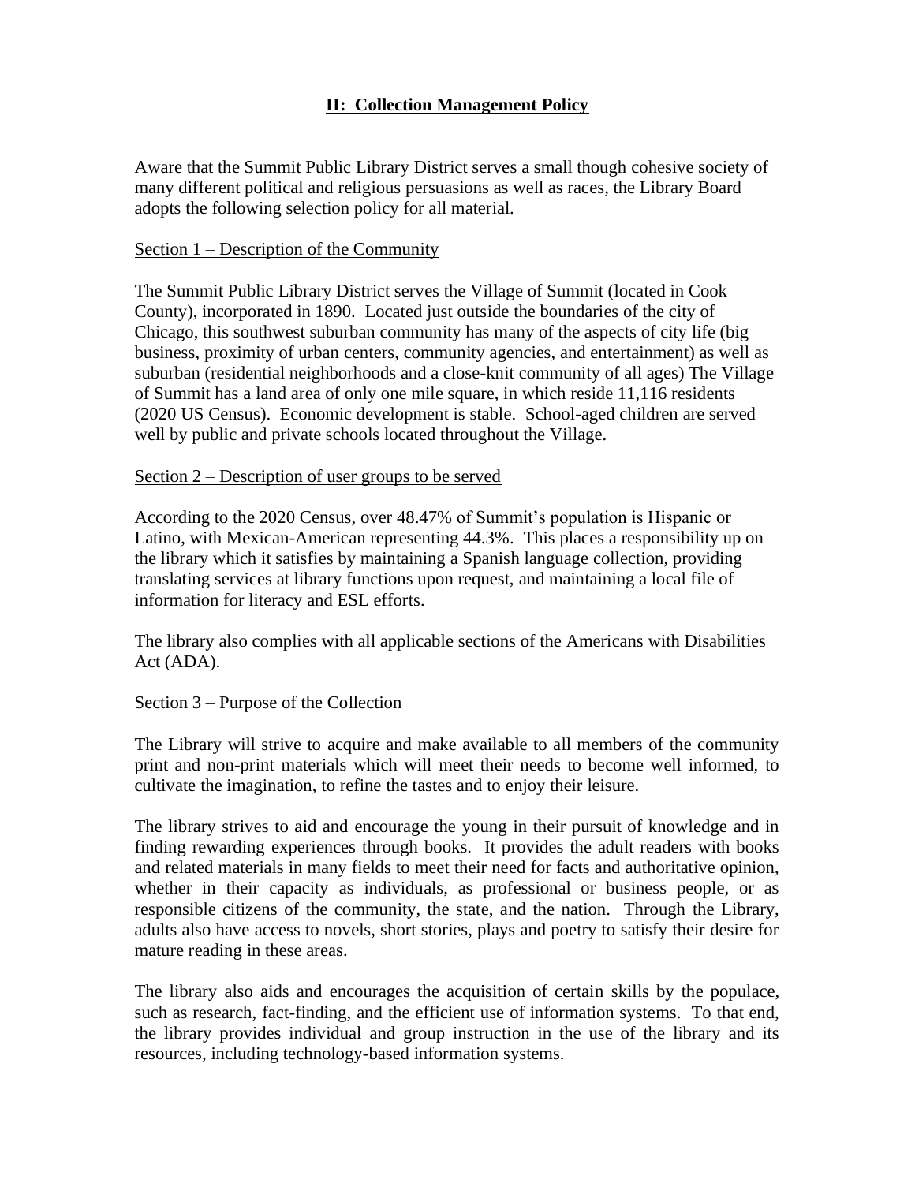## II: Collection Management Policy

Aware that the Summit Public Library District serves a small though cohesive society of many different political and religious persuasions as well as races, the Library Board adopts the following selection policy for all material.

Section 1 – Description of the Community

The Summit Public Library District serves the Village of Summit (located in Cook County), incorporated in 1890. Located just outside the boundaries of the city of Chicago, this southwest suburban community has many of the aspects of city life (big business, proximity of urban centers, community agencies, and entertainment) as well as suburban (residential neighborhoods and a close-knit community of all ages) The Village of Summit has a land area of only one mile square, in which reside 11,116 residents (2020 US Census). Economic development is stable. School-aged children are served well by public and private schools located throughout the Village.

Section 2 – Description of user groups to be served

According to the 2020 Census, over 48.47% of Summit's population is Hispanic or Latino, with Mexican-American representing 44.3%. This places a responsibility up on the library which it satisfies by maintaining a Spanish language collection, providing translating services at library functions upon request, and maintaining a local file of information for literacy and ESL efforts.

The library also complies with all applicable sections of the Americans with Disabilities Act (ADA).

Section 3 – Purpose of the Collection

The Library will strive to acquire and make available to all members of the community print and non-print materials which will meet their needs to become well informed, to cultivate the imagination, to refine the tastes and to enjoy their leisure.

The library strives to aid and encourage the young in their pursuit of knowledge and in finding rewarding experiences through books. It provides the adult readers with books and related materials in many fields to meet their need for facts and authoritative opinion, whether in their capacity as individuals, as professional or business people, or as responsible citizens of the community, the state, and the nation. Through the Library, adults also have access to novels, short stories, plays and poetry to satisfy their desire for mature reading in these areas.

The library also aids and encourages the acquisition of certain skills by the populace, such as research, fact-finding, and the efficient use of information systems. To that end, the library provides individual and group instruction in the use of the library and its resources, including technology-based information systems.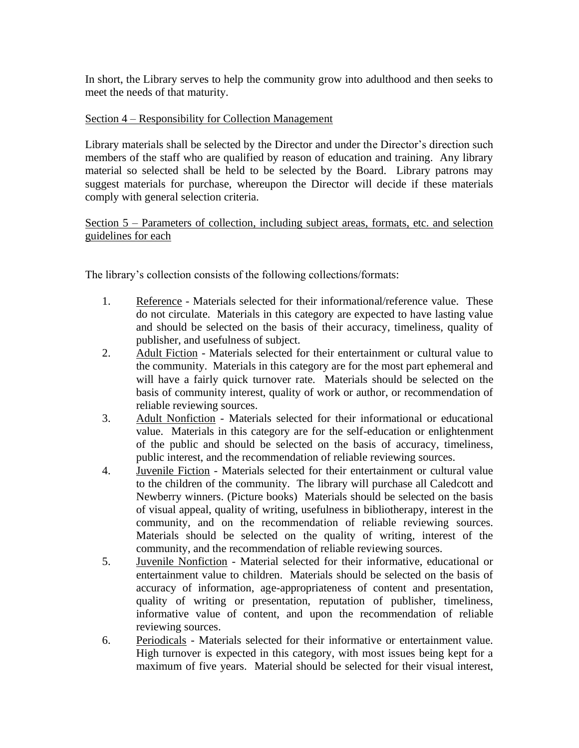In short, the Library serves to help the community grow into adulthood and then seeks to meet the needs of that maturity.

Section 4 – Responsibility for Collection Management

Library materials shall be selected by the Director and under the Director's direction such members of the staff who are qualified by reason of education and training. Any library material so selected shall be held to be selected by the Board. Library patrons may suggest materials for purchase, whereupon the Director will decide if these materials comply with general selection criteria.

Section 5 – Parameters of collection, including subject areas, formats, etc. and selection guidelines for each

The library's collection consists of the following collections/formats:

1. Reference - Materials selected for their informational/reference value. These do not circulate. Materials in this category are expected to have lasting value and should be selected on the basis of their accuracy, timeliness, quality of publisher, and usefulness of subject.
2. Adult Fiction - Materials selected for their entertainment or cultural value to the community. Materials in this category are for the most part ephemeral and will have a fairly quick turnover rate. Materials should be selected on the basis of community interest, quality of work or author, or recommendation of reliable reviewing sources.
3. Adult Nonfiction - Materials selected for their informational or educational value. Materials in this category are for the self-education or enlightenment of the public and should be selected on the basis of accuracy, timeliness, public interest, and the recommendation of reliable reviewing sources.
4. Juvenile Fiction - Materials selected for their entertainment or cultural value to the children of the community. The library will purchase all Caledcott and Newberry winners. (Picture books) Materials should be selected on the basis of visual appeal, quality of writing, usefulness in bibliotherapy, interest in the community, and on the recommendation of reliable reviewing sources. Materials should be selected on the quality of writing, interest of the community, and the recommendation of reliable reviewing sources.
5. Juvenile Nonfiction - Material selected for their informative, educational or entertainment value to children. Materials should be selected on the basis of accuracy of information, age-appropriateness of content and presentation, quality of writing or presentation, reputation of publisher, timeliness, informative value of content, and upon the recommendation of reliable reviewing sources.
6. Periodicals - Materials selected for their informative or entertainment value. High turnover is expected in this category, with most issues being kept for a maximum of five years. Material should be selected for their visual interest,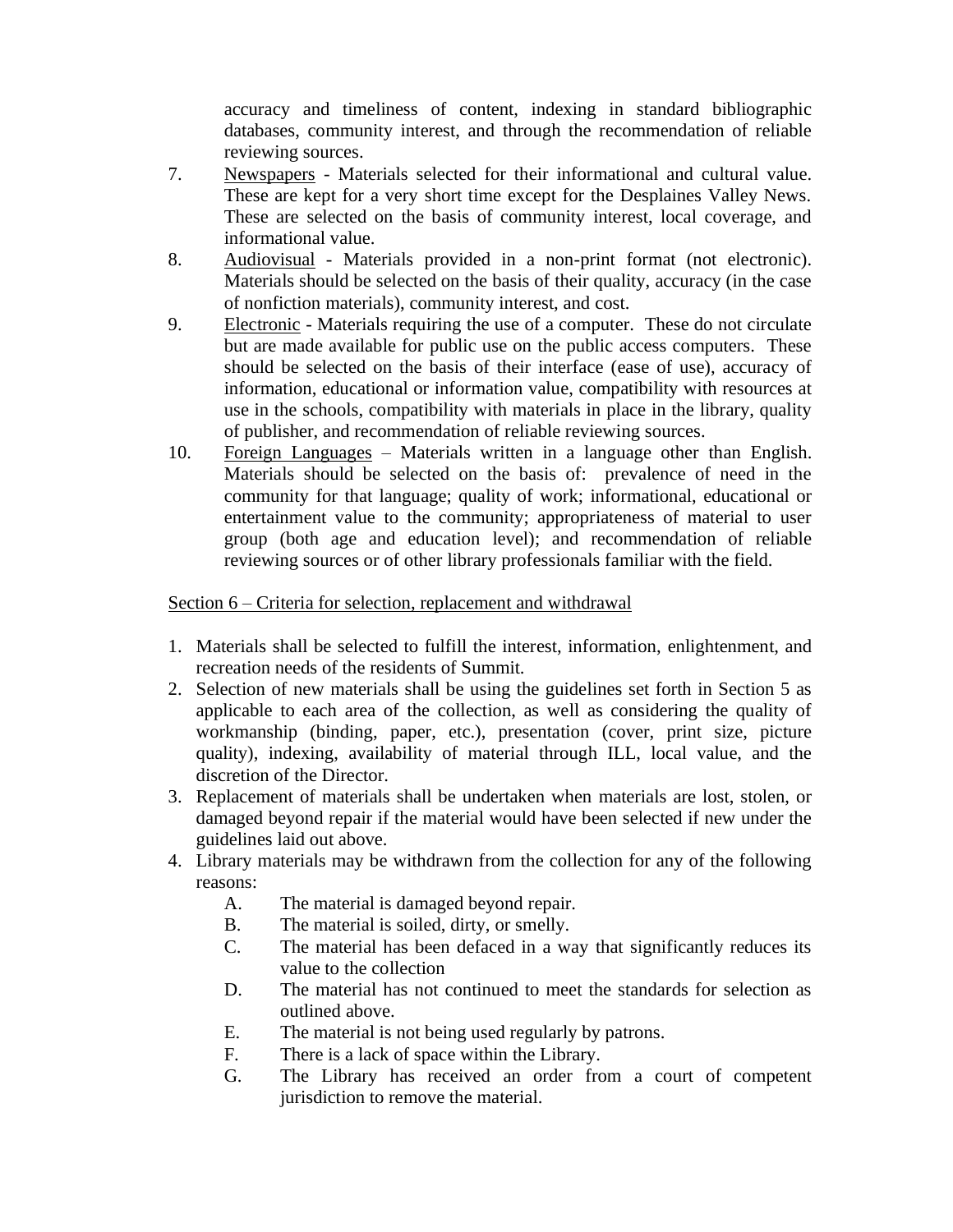accuracy and timeliness of content, indexing in standard bibliographic databases, community interest, and through the recommendation of reliable reviewing sources.

7. Newspapers - Materials selected for their informational and cultural value. These are kept for a very short time except for the Desplaines Valley News. These are selected on the basis of community interest, local coverage, and informational value.
8. Audiovisual - Materials provided in a non-print format (not electronic). Materials should be selected on the basis of their quality, accuracy (in the case of nonfiction materials), community interest, and cost.
9. Electronic - Materials requiring the use of a computer. These do not circulate but are made available for public use on the public access computers. These should be selected on the basis of their interface (ease of use), accuracy of information, educational or information value, compatibility with resources at use in the schools, compatibility with materials in place in the library, quality of publisher, and recommendation of reliable reviewing sources.
10. Foreign Languages – Materials written in a language other than English. Materials should be selected on the basis of: prevalence of need in the community for that language; quality of work; informational, educational or entertainment value to the community; appropriateness of material to user group (both age and education level); and recommendation of reliable reviewing sources or of other library professionals familiar with the field.

Section 6 – Criteria for selection, replacement and withdrawal

1. Materials shall be selected to fulfill the interest, information, enlightenment, and recreation needs of the residents of Summit.
2. Selection of new materials shall be using the guidelines set forth in Section 5 as applicable to each area of the collection, as well as considering the quality of workmanship (binding, paper, etc.), presentation (cover, print size, picture quality), indexing, availability of material through ILL, local value, and the discretion of the Director.
3. Replacement of materials shall be undertaken when materials are lost, stolen, or damaged beyond repair if the material would have been selected if new under the guidelines laid out above.
4. Library materials may be withdrawn from the collection for any of the following reasons:
   - A. The material is damaged beyond repair.
   - B. The material is soiled, dirty, or smelly.
   - C. The material has been defaced in a way that significantly reduces its value to the collection
   - D. The material has not continued to meet the standards for selection as outlined above.
   - E. The material is not being used regularly by patrons.
   - F. There is a lack of space within the Library.
   - G. The Library has received an order from a court of competent jurisdiction to remove the material.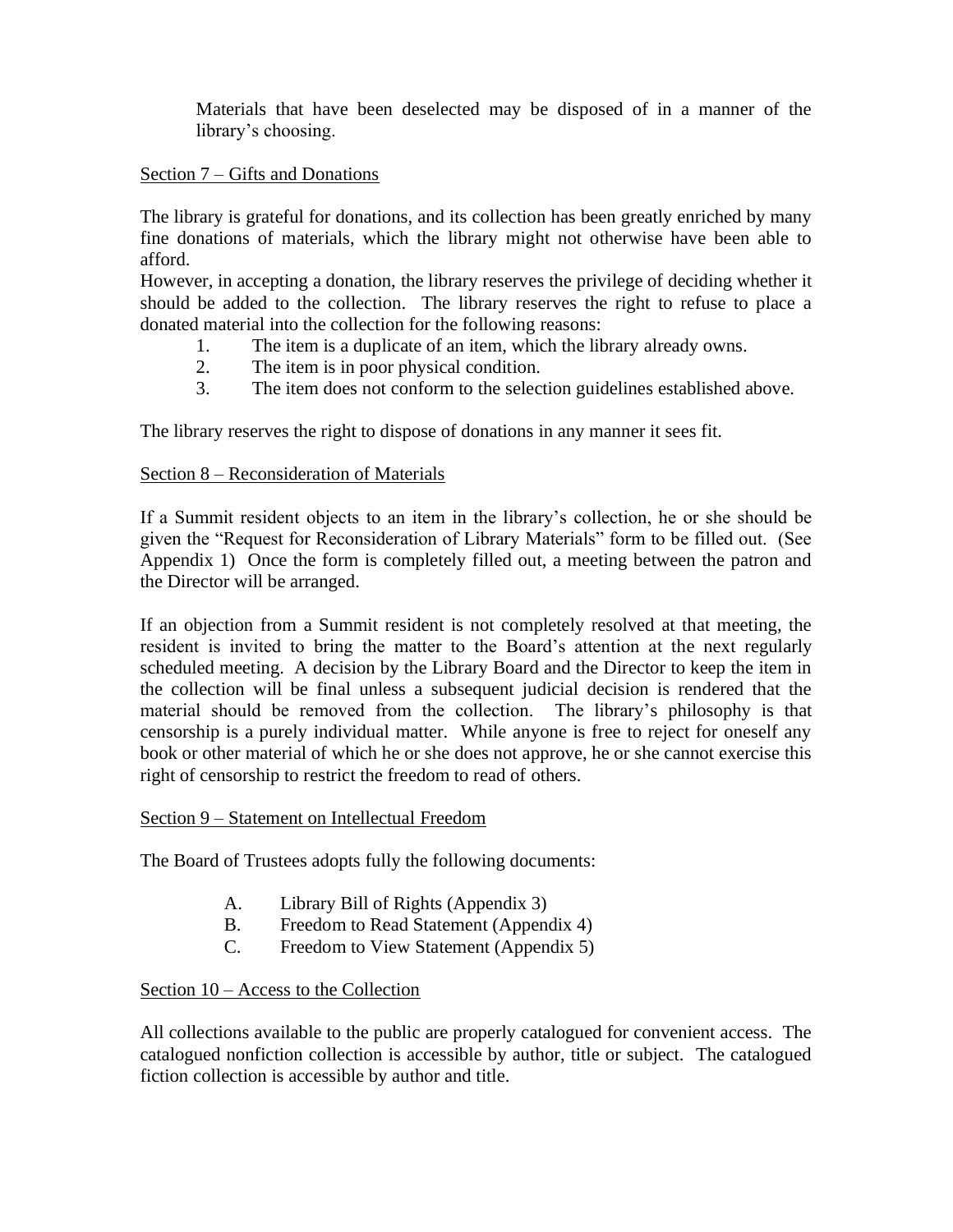Materials that have been deselected may be disposed of in a manner of the library's choosing.

<u>Section 7 – Gifts and Donations</u>

The library is grateful for donations, and its collection has been greatly enriched by many fine donations of materials, which the library might not otherwise have been able to afford.

However, in accepting a donation, the library reserves the privilege of deciding whether it should be added to the collection. The library reserves the right to refuse to place a donated material into the collection for the following reasons:

1. The item is a duplicate of an item, which the library already owns.
2. The item is in poor physical condition.
3. The item does not conform to the selection guidelines established above.

The library reserves the right to dispose of donations in any manner it sees fit.

<u>Section 8 – Reconsideration of Materials</u>

If a Summit resident objects to an item in the library's collection, he or she should be given the "Request for Reconsideration of Library Materials" form to be filled out. (See Appendix 1) Once the form is completely filled out, a meeting between the patron and the Director will be arranged.

If an objection from a Summit resident is not completely resolved at that meeting, the resident is invited to bring the matter to the Board's attention at the next regularly scheduled meeting. A decision by the Library Board and the Director to keep the item in the collection will be final unless a subsequent judicial decision is rendered that the material should be removed from the collection. The library's philosophy is that censorship is a purely individual matter. While anyone is free to reject for oneself any book or other material of which he or she does not approve, he or she cannot exercise this right of censorship to restrict the freedom to read of others.

<u>Section 9 – Statement on Intellectual Freedom</u>

The Board of Trustees adopts fully the following documents:

A. Library Bill of Rights (Appendix 3)
B. Freedom to Read Statement (Appendix 4)
C. Freedom to View Statement (Appendix 5)

<u>Section 10 – Access to the Collection</u>

All collections available to the public are properly catalogued for convenient access. The catalogued nonfiction collection is accessible by author, title or subject. The catalogued fiction collection is accessible by author and title.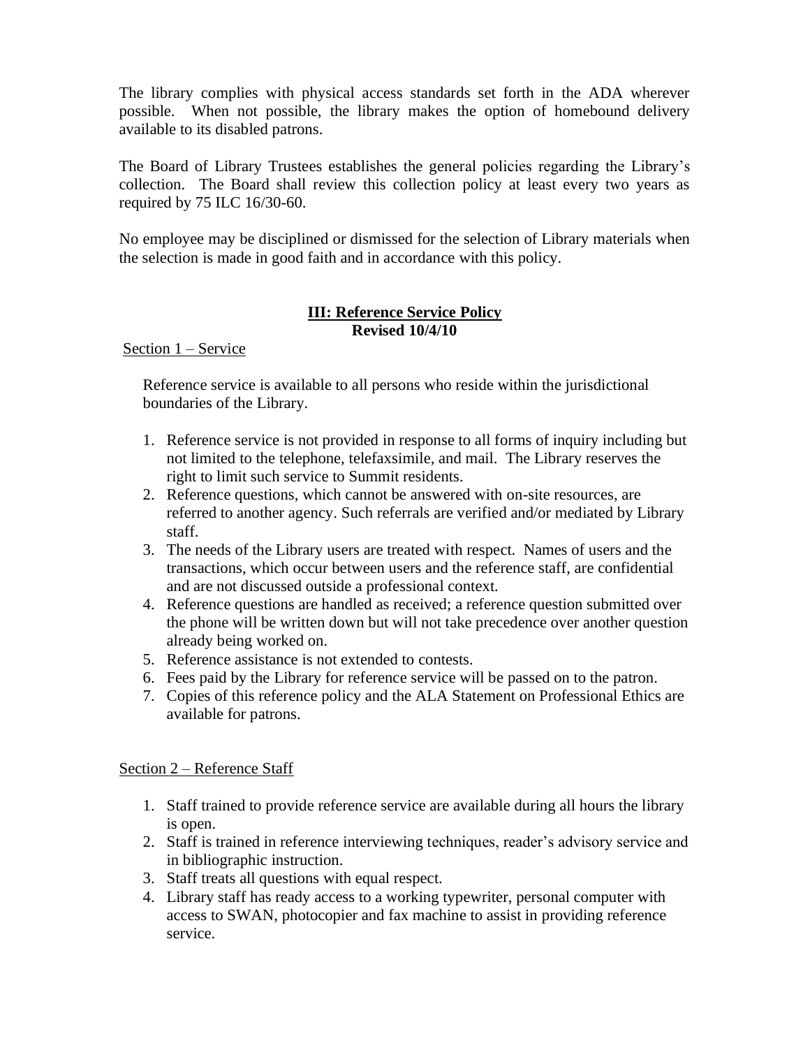The library complies with physical access standards set forth in the ADA wherever possible. When not possible, the library makes the option of homebound delivery available to its disabled patrons.

The Board of Library Trustees establishes the general policies regarding the Library's collection. The Board shall review this collection policy at least every two years as required by 75 ILC 16/30-60.

No employee may be disciplined or dismissed for the selection of Library materials when the selection is made in good faith and in accordance with this policy.

## III: Reference Service Policy

**Revised 10/4/10**

Section 1 – Service

Reference service is available to all persons who reside within the jurisdictional boundaries of the Library.

1. Reference service is not provided in response to all forms of inquiry including but not limited to the telephone, telefaxsimile, and mail. The Library reserves the right to limit such service to Summit residents.
2. Reference questions, which cannot be answered with on-site resources, are referred to another agency. Such referrals are verified and/or mediated by Library staff.
3. The needs of the Library users are treated with respect. Names of users and the transactions, which occur between users and the reference staff, are confidential and are not discussed outside a professional context.
4. Reference questions are handled as received; a reference question submitted over the phone will be written down but will not take precedence over another question already being worked on.
5. Reference assistance is not extended to contests.
6. Fees paid by the Library for reference service will be passed on to the patron.
7. Copies of this reference policy and the ALA Statement on Professional Ethics are available for patrons.

Section 2 – Reference Staff

1. Staff trained to provide reference service are available during all hours the library is open.
2. Staff is trained in reference interviewing techniques, reader's advisory service and in bibliographic instruction.
3. Staff treats all questions with equal respect.
4. Library staff has ready access to a working typewriter, personal computer with access to SWAN, photocopier and fax machine to assist in providing reference service.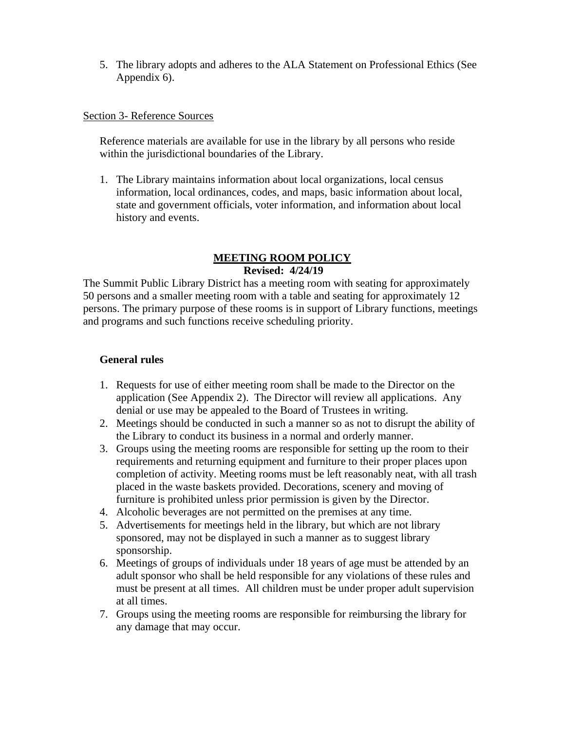5. The library adopts and adheres to the ALA Statement on Professional Ethics (See Appendix 6).

Section 3- Reference Sources

Reference materials are available for use in the library by all persons who reside within the jurisdictional boundaries of the Library.

1. The Library maintains information about local organizations, local census information, local ordinances, codes, and maps, basic information about local, state and government officials, voter information, and information about local history and events.

## MEETING ROOM POLICY

**Revised: 4/24/19**

The Summit Public Library District has a meeting room with seating for approximately 50 persons and a smaller meeting room with a table and seating for approximately 12 persons. The primary purpose of these rooms is in support of Library functions, meetings and programs and such functions receive scheduling priority.

### General rules

1. Requests for use of either meeting room shall be made to the Director on the application (See Appendix 2). The Director will review all applications. Any denial or use may be appealed to the Board of Trustees in writing.
2. Meetings should be conducted in such a manner so as not to disrupt the ability of the Library to conduct its business in a normal and orderly manner.
3. Groups using the meeting rooms are responsible for setting up the room to their requirements and returning equipment and furniture to their proper places upon completion of activity. Meeting rooms must be left reasonably neat, with all trash placed in the waste baskets provided. Decorations, scenery and moving of furniture is prohibited unless prior permission is given by the Director.
4. Alcoholic beverages are not permitted on the premises at any time.
5. Advertisements for meetings held in the library, but which are not library sponsored, may not be displayed in such a manner as to suggest library sponsorship.
6. Meetings of groups of individuals under 18 years of age must be attended by an adult sponsor who shall be held responsible for any violations of these rules and must be present at all times. All children must be under proper adult supervision at all times.
7. Groups using the meeting rooms are responsible for reimbursing the library for any damage that may occur.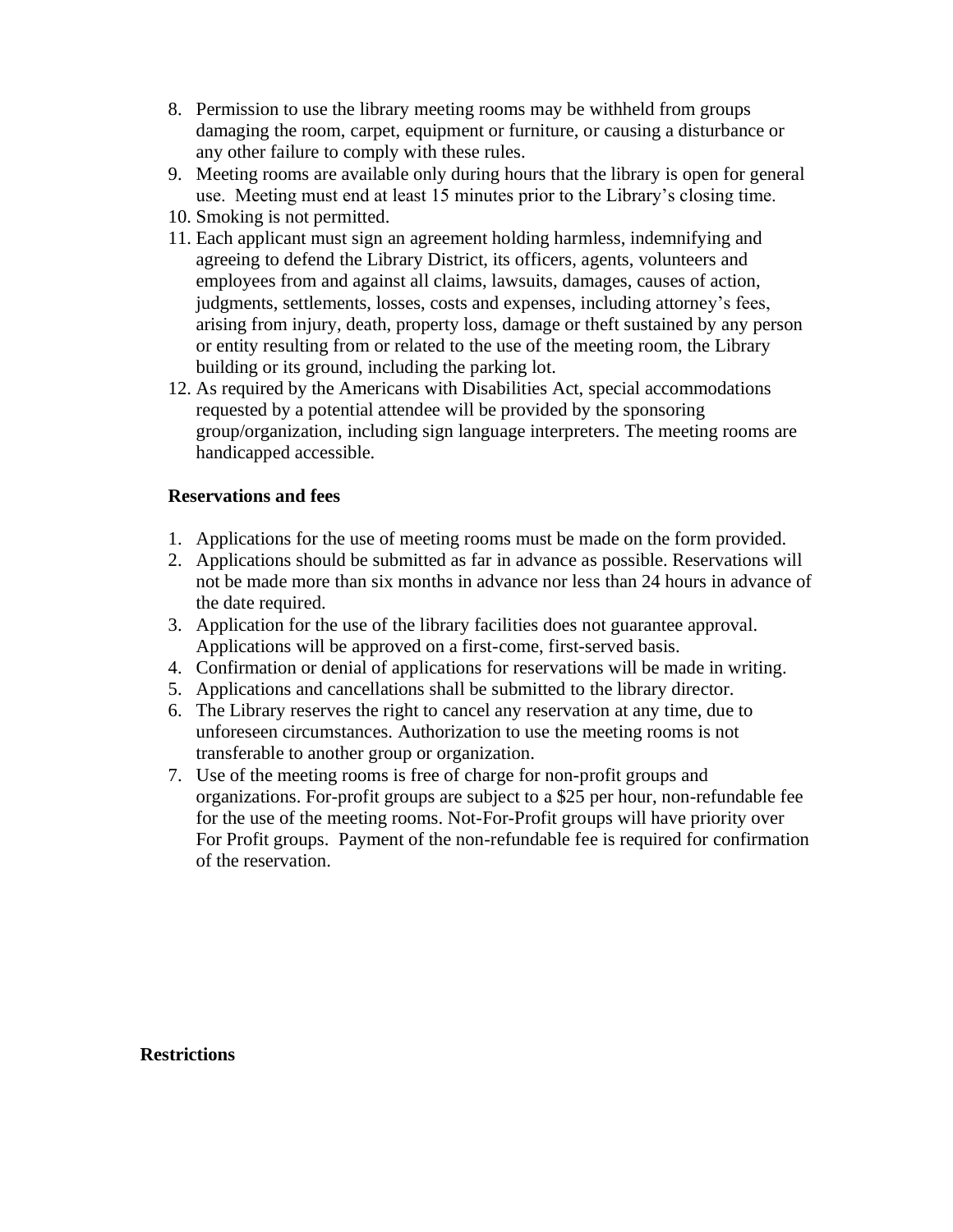8. Permission to use the library meeting rooms may be withheld from groups damaging the room, carpet, equipment or furniture, or causing a disturbance or any other failure to comply with these rules.
9. Meeting rooms are available only during hours that the library is open for general use. Meeting must end at least 15 minutes prior to the Library's closing time.
10. Smoking is not permitted.
11. Each applicant must sign an agreement holding harmless, indemnifying and agreeing to defend the Library District, its officers, agents, volunteers and employees from and against all claims, lawsuits, damages, causes of action, judgments, settlements, losses, costs and expenses, including attorney's fees, arising from injury, death, property loss, damage or theft sustained by any person or entity resulting from or related to the use of the meeting room, the Library building or its ground, including the parking lot.
12. As required by the Americans with Disabilities Act, special accommodations requested by a potential attendee will be provided by the sponsoring group/organization, including sign language interpreters. The meeting rooms are handicapped accessible.

**Reservations and fees**

1. Applications for the use of meeting rooms must be made on the form provided.
2. Applications should be submitted as far in advance as possible. Reservations will not be made more than six months in advance nor less than 24 hours in advance of the date required.
3. Application for the use of the library facilities does not guarantee approval. Applications will be approved on a first-come, first-served basis.
4. Confirmation or denial of applications for reservations will be made in writing.
5. Applications and cancellations shall be submitted to the library director.
6. The Library reserves the right to cancel any reservation at any time, due to unforeseen circumstances. Authorization to use the meeting rooms is not transferable to another group or organization.
7. Use of the meeting rooms is free of charge for non-profit groups and organizations. For-profit groups are subject to a $25 per hour, non-refundable fee for the use of the meeting rooms. Not-For-Profit groups will have priority over For Profit groups. Payment of the non-refundable fee is required for confirmation of the reservation.

**Restrictions**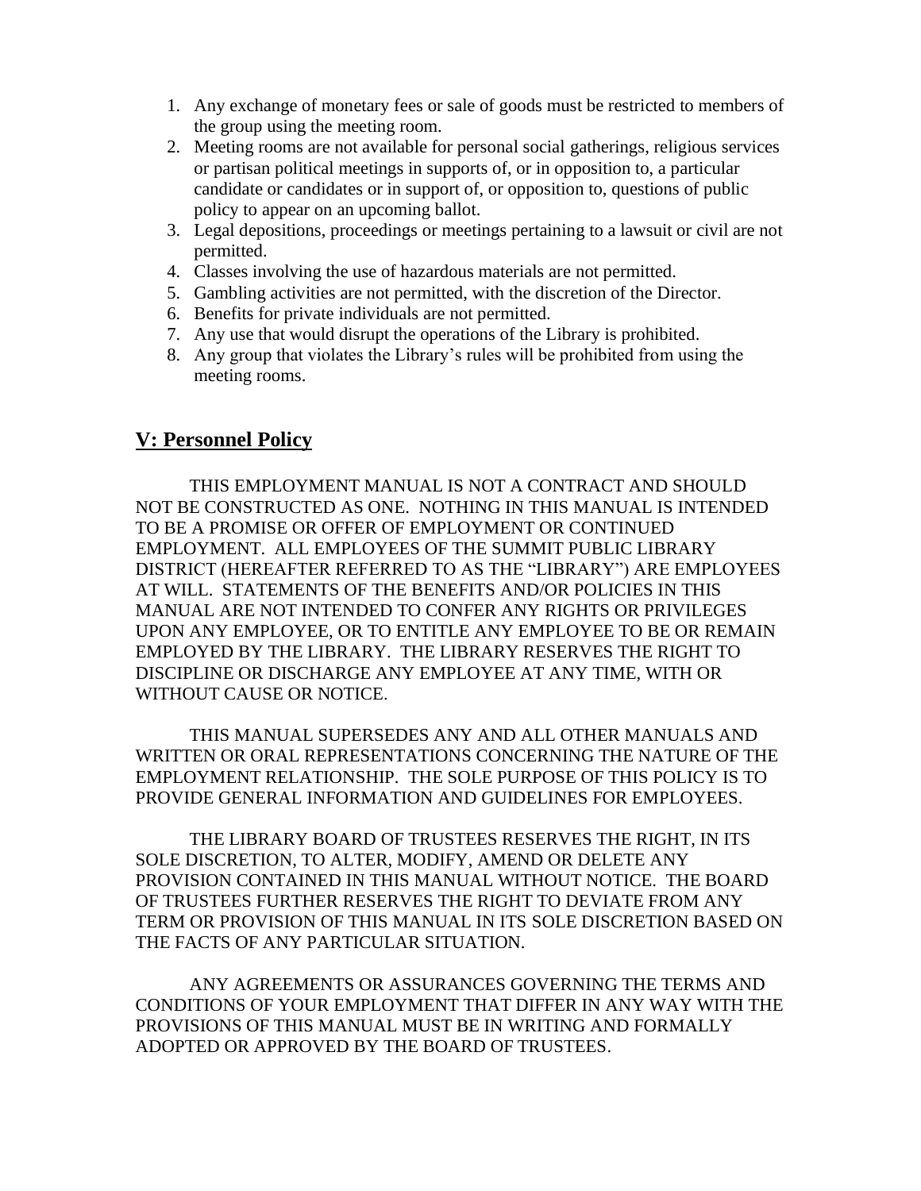1. Any exchange of monetary fees or sale of goods must be restricted to members of the group using the meeting room.
2. Meeting rooms are not available for personal social gatherings, religious services or partisan political meetings in supports of, or in opposition to, a particular candidate or candidates or in support of, or opposition to, questions of public policy to appear on an upcoming ballot.
3. Legal depositions, proceedings or meetings pertaining to a lawsuit or civil are not permitted.
4. Classes involving the use of hazardous materials are not permitted.
5. Gambling activities are not permitted, with the discretion of the Director.
6. Benefits for private individuals are not permitted.
7. Any use that would disrupt the operations of the Library is prohibited.
8. Any group that violates the Library's rules will be prohibited from using the meeting rooms.

## V: Personnel Policy

THIS EMPLOYMENT MANUAL IS NOT A CONTRACT AND SHOULD NOT BE CONSTRUCTED AS ONE. NOTHING IN THIS MANUAL IS INTENDED TO BE A PROMISE OR OFFER OF EMPLOYMENT OR CONTINUED EMPLOYMENT. ALL EMPLOYEES OF THE SUMMIT PUBLIC LIBRARY DISTRICT (HEREAFTER REFERRED TO AS THE "LIBRARY") ARE EMPLOYEES AT WILL. STATEMENTS OF THE BENEFITS AND/OR POLICIES IN THIS MANUAL ARE NOT INTENDED TO CONFER ANY RIGHTS OR PRIVILEGES UPON ANY EMPLOYEE, OR TO ENTITLE ANY EMPLOYEE TO BE OR REMAIN EMPLOYED BY THE LIBRARY. THE LIBRARY RESERVES THE RIGHT TO DISCIPLINE OR DISCHARGE ANY EMPLOYEE AT ANY TIME, WITH OR WITHOUT CAUSE OR NOTICE.

THIS MANUAL SUPERSEDES ANY AND ALL OTHER MANUALS AND WRITTEN OR ORAL REPRESENTATIONS CONCERNING THE NATURE OF THE EMPLOYMENT RELATIONSHIP. THE SOLE PURPOSE OF THIS POLICY IS TO PROVIDE GENERAL INFORMATION AND GUIDELINES FOR EMPLOYEES.

THE LIBRARY BOARD OF TRUSTEES RESERVES THE RIGHT, IN ITS SOLE DISCRETION, TO ALTER, MODIFY, AMEND OR DELETE ANY PROVISION CONTAINED IN THIS MANUAL WITHOUT NOTICE. THE BOARD OF TRUSTEES FURTHER RESERVES THE RIGHT TO DEVIATE FROM ANY TERM OR PROVISION OF THIS MANUAL IN ITS SOLE DISCRETION BASED ON THE FACTS OF ANY PARTICULAR SITUATION.

ANY AGREEMENTS OR ASSURANCES GOVERNING THE TERMS AND CONDITIONS OF YOUR EMPLOYMENT THAT DIFFER IN ANY WAY WITH THE PROVISIONS OF THIS MANUAL MUST BE IN WRITING AND FORMALLY ADOPTED OR APPROVED BY THE BOARD OF TRUSTEES.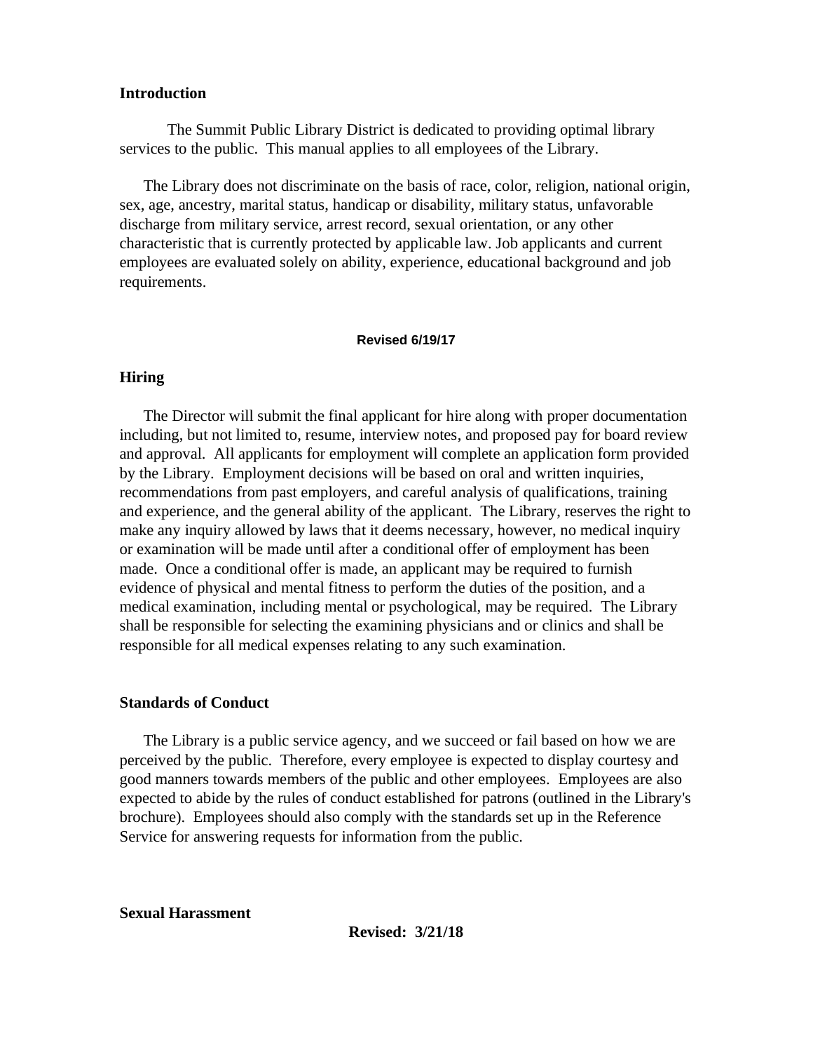**Introduction**

The Summit Public Library District is dedicated to providing optimal library services to the public. This manual applies to all employees of the Library.

The Library does not discriminate on the basis of race, color, religion, national origin, sex, age, ancestry, marital status, handicap or disability, military status, unfavorable discharge from military service, arrest record, sexual orientation, or any other characteristic that is currently protected by applicable law. Job applicants and current employees are evaluated solely on ability, experience, educational background and job requirements.

**Revised 6/19/17**

**Hiring**

The Director will submit the final applicant for hire along with proper documentation including, but not limited to, resume, interview notes, and proposed pay for board review and approval. All applicants for employment will complete an application form provided by the Library. Employment decisions will be based on oral and written inquiries, recommendations from past employers, and careful analysis of qualifications, training and experience, and the general ability of the applicant. The Library, reserves the right to make any inquiry allowed by laws that it deems necessary, however, no medical inquiry or examination will be made until after a conditional offer of employment has been made. Once a conditional offer is made, an applicant may be required to furnish evidence of physical and mental fitness to perform the duties of the position, and a medical examination, including mental or psychological, may be required. The Library shall be responsible for selecting the examining physicians and or clinics and shall be responsible for all medical expenses relating to any such examination.

**Standards of Conduct**

The Library is a public service agency, and we succeed or fail based on how we are perceived by the public. Therefore, every employee is expected to display courtesy and good manners towards members of the public and other employees. Employees are also expected to abide by the rules of conduct established for patrons (outlined in the Library's brochure). Employees should also comply with the standards set up in the Reference Service for answering requests for information from the public.

**Sexual Harassment**

**Revised: 3/21/18**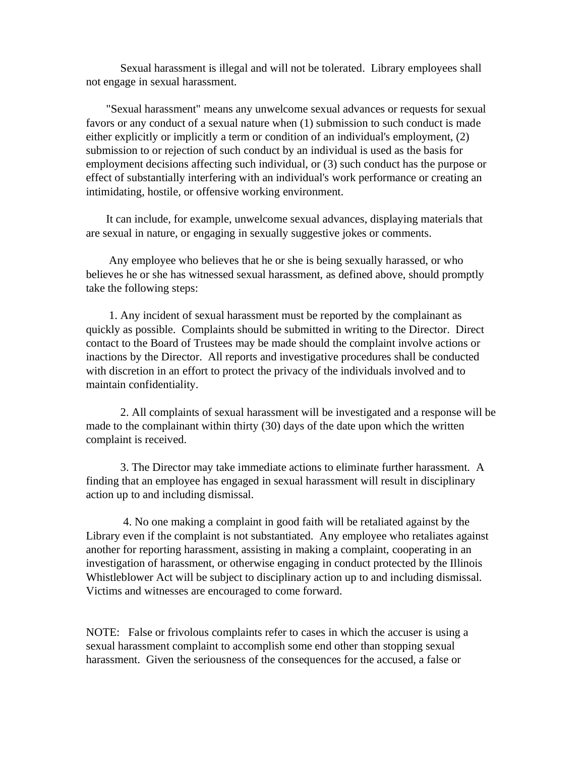Sexual harassment is illegal and will not be tolerated. Library employees shall not engage in sexual harassment.

"Sexual harassment" means any unwelcome sexual advances or requests for sexual favors or any conduct of a sexual nature when (1) submission to such conduct is made either explicitly or implicitly a term or condition of an individual's employment, (2) submission to or rejection of such conduct by an individual is used as the basis for employment decisions affecting such individual, or (3) such conduct has the purpose or effect of substantially interfering with an individual's work performance or creating an intimidating, hostile, or offensive working environment.

It can include, for example, unwelcome sexual advances, displaying materials that are sexual in nature, or engaging in sexually suggestive jokes or comments.

Any employee who believes that he or she is being sexually harassed, or who believes he or she has witnessed sexual harassment, as defined above, should promptly take the following steps:

1. Any incident of sexual harassment must be reported by the complainant as quickly as possible. Complaints should be submitted in writing to the Director. Direct contact to the Board of Trustees may be made should the complaint involve actions or inactions by the Director. All reports and investigative procedures shall be conducted with discretion in an effort to protect the privacy of the individuals involved and to maintain confidentiality.

2. All complaints of sexual harassment will be investigated and a response will be made to the complainant within thirty (30) days of the date upon which the written complaint is received.

3. The Director may take immediate actions to eliminate further harassment. A finding that an employee has engaged in sexual harassment will result in disciplinary action up to and including dismissal.

4. No one making a complaint in good faith will be retaliated against by the Library even if the complaint is not substantiated. Any employee who retaliates against another for reporting harassment, assisting in making a complaint, cooperating in an investigation of harassment, or otherwise engaging in conduct protected by the Illinois Whistleblower Act will be subject to disciplinary action up to and including dismissal. Victims and witnesses are encouraged to come forward.

NOTE: False or frivolous complaints refer to cases in which the accuser is using a sexual harassment complaint to accomplish some end other than stopping sexual harassment. Given the seriousness of the consequences for the accused, a false or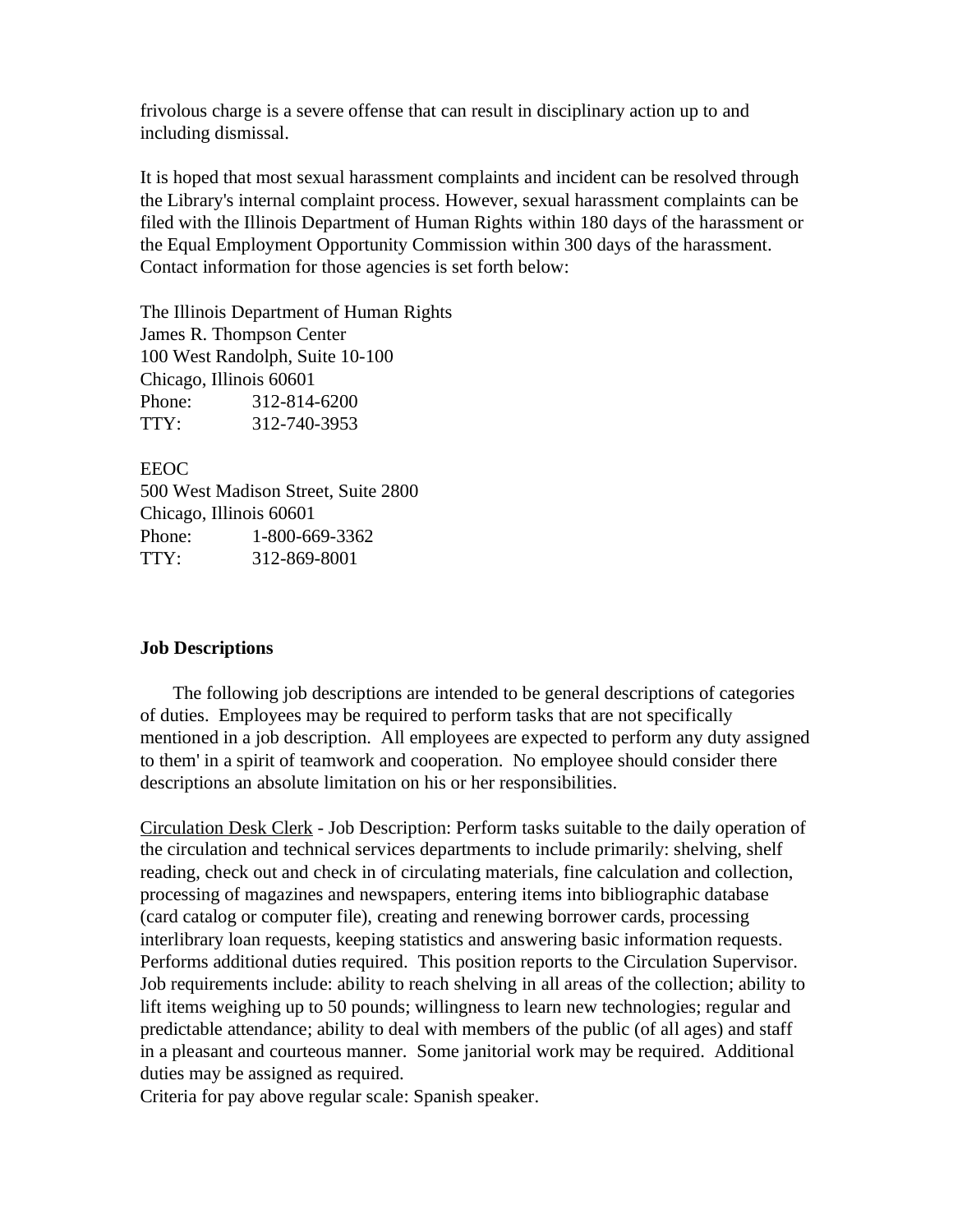frivolous charge is a severe offense that can result in disciplinary action up to and including dismissal.

It is hoped that most sexual harassment complaints and incident can be resolved through the Library's internal complaint process. However, sexual harassment complaints can be filed with the Illinois Department of Human Rights within 180 days of the harassment or the Equal Employment Opportunity Commission within 300 days of the harassment. Contact information for those agencies is set forth below:

The Illinois Department of Human Rights
James R. Thompson Center
100 West Randolph, Suite 10-100
Chicago, Illinois 60601
Phone: 312-814-6200
TTY: 312-740-3953

EEOC
500 West Madison Street, Suite 2800
Chicago, Illinois 60601
Phone: 1-800-669-3362
TTY: 312-869-8001

**Job Descriptions**

The following job descriptions are intended to be general descriptions of categories of duties. Employees may be required to perform tasks that are not specifically mentioned in a job description. All employees are expected to perform any duty assigned to them' in a spirit of teamwork and cooperation. No employee should consider there descriptions an absolute limitation on his or her responsibilities.

<u>Circulation Desk Clerk</u> - Job Description: Perform tasks suitable to the daily operation of the circulation and technical services departments to include primarily: shelving, shelf reading, check out and check in of circulating materials, fine calculation and collection, processing of magazines and newspapers, entering items into bibliographic database (card catalog or computer file), creating and renewing borrower cards, processing interlibrary loan requests, keeping statistics and answering basic information requests. Performs additional duties required. This position reports to the Circulation Supervisor. Job requirements include: ability to reach shelving in all areas of the collection; ability to lift items weighing up to 50 pounds; willingness to learn new technologies; regular and predictable attendance; ability to deal with members of the public (of all ages) and staff in a pleasant and courteous manner. Some janitorial work may be required. Additional duties may be assigned as required.
Criteria for pay above regular scale: Spanish speaker.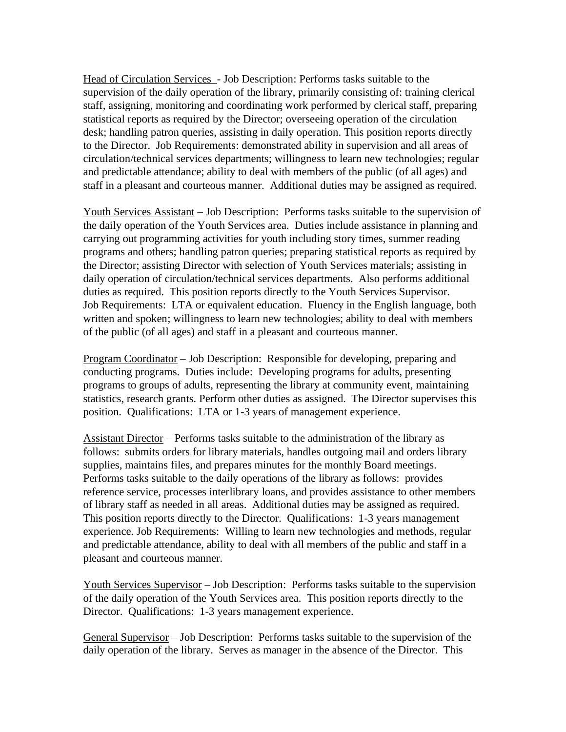Head of Circulation Services - Job Description: Performs tasks suitable to the supervision of the daily operation of the library, primarily consisting of: training clerical staff, assigning, monitoring and coordinating work performed by clerical staff, preparing statistical reports as required by the Director; overseeing operation of the circulation desk; handling patron queries, assisting in daily operation. This position reports directly to the Director. Job Requirements: demonstrated ability in supervision and all areas of circulation/technical services departments; willingness to learn new technologies; regular and predictable attendance; ability to deal with members of the public (of all ages) and staff in a pleasant and courteous manner. Additional duties may be assigned as required.

Youth Services Assistant – Job Description: Performs tasks suitable to the supervision of the daily operation of the Youth Services area. Duties include assistance in planning and carrying out programming activities for youth including story times, summer reading programs and others; handling patron queries; preparing statistical reports as required by the Director; assisting Director with selection of Youth Services materials; assisting in daily operation of circulation/technical services departments. Also performs additional duties as required. This position reports directly to the Youth Services Supervisor. Job Requirements: LTA or equivalent education. Fluency in the English language, both written and spoken; willingness to learn new technologies; ability to deal with members of the public (of all ages) and staff in a pleasant and courteous manner.

Program Coordinator – Job Description: Responsible for developing, preparing and conducting programs. Duties include: Developing programs for adults, presenting programs to groups of adults, representing the library at community event, maintaining statistics, research grants. Perform other duties as assigned. The Director supervises this position. Qualifications: LTA or 1-3 years of management experience.

Assistant Director – Performs tasks suitable to the administration of the library as follows: submits orders for library materials, handles outgoing mail and orders library supplies, maintains files, and prepares minutes for the monthly Board meetings. Performs tasks suitable to the daily operations of the library as follows: provides reference service, processes interlibrary loans, and provides assistance to other members of library staff as needed in all areas. Additional duties may be assigned as required. This position reports directly to the Director. Qualifications: 1-3 years management experience. Job Requirements: Willing to learn new technologies and methods, regular and predictable attendance, ability to deal with all members of the public and staff in a pleasant and courteous manner.

Youth Services Supervisor – Job Description: Performs tasks suitable to the supervision of the daily operation of the Youth Services area. This position reports directly to the Director. Qualifications: 1-3 years management experience.

General Supervisor – Job Description: Performs tasks suitable to the supervision of the daily operation of the library. Serves as manager in the absence of the Director. This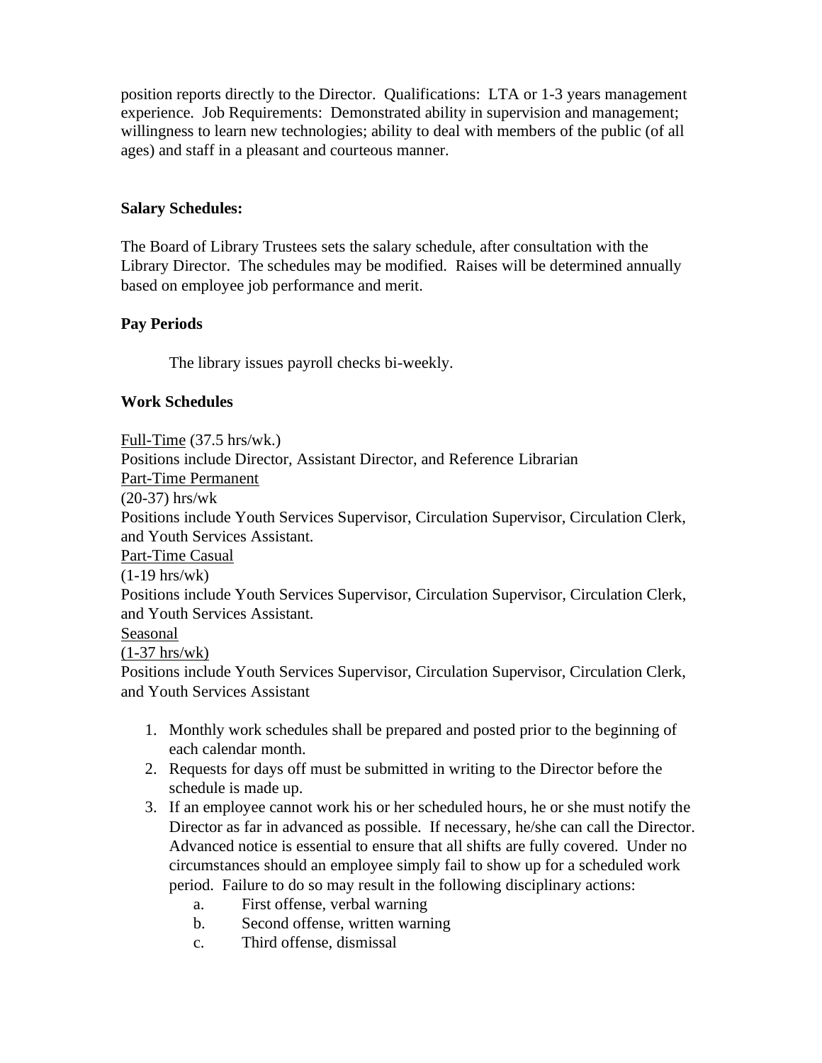position reports directly to the Director. Qualifications: LTA or 1-3 years management experience. Job Requirements: Demonstrated ability in supervision and management; willingness to learn new technologies; ability to deal with members of the public (of all ages) and staff in a pleasant and courteous manner.

**Salary Schedules:**

The Board of Library Trustees sets the salary schedule, after consultation with the Library Director. The schedules may be modified. Raises will be determined annually based on employee job performance and merit.

**Pay Periods**

The library issues payroll checks bi-weekly.

**Work Schedules**

<u>Full-Time</u> (37.5 hrs/wk.)
Positions include Director, Assistant Director, and Reference Librarian
<u>Part-Time Permanent</u>
(20-37) hrs/wk
Positions include Youth Services Supervisor, Circulation Supervisor, Circulation Clerk, and Youth Services Assistant.
<u>Part-Time Casual</u>
(1-19 hrs/wk)
Positions include Youth Services Supervisor, Circulation Supervisor, Circulation Clerk, and Youth Services Assistant.
<u>Seasonal</u>
<u>(1-37 hrs/wk)</u>
Positions include Youth Services Supervisor, Circulation Supervisor, Circulation Clerk, and Youth Services Assistant

1. Monthly work schedules shall be prepared and posted prior to the beginning of each calendar month.
2. Requests for days off must be submitted in writing to the Director before the schedule is made up.
3. If an employee cannot work his or her scheduled hours, he or she must notify the Director as far in advanced as possible. If necessary, he/she can call the Director. Advanced notice is essential to ensure that all shifts are fully covered. Under no circumstances should an employee simply fail to show up for a scheduled work period. Failure to do so may result in the following disciplinary actions:
    a. First offense, verbal warning
    b. Second offense, written warning
    c. Third offense, dismissal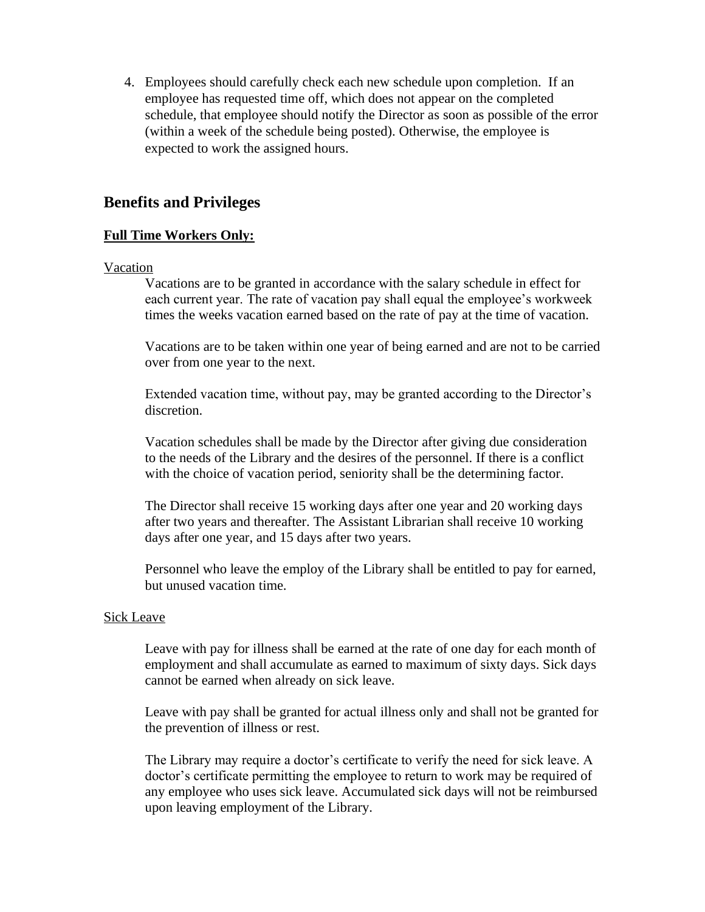4. Employees should carefully check each new schedule upon completion. If an employee has requested time off, which does not appear on the completed schedule, that employee should notify the Director as soon as possible of the error (within a week of the schedule being posted). Otherwise, the employee is expected to work the assigned hours.

## Benefits and Privileges

**Full Time Workers Only:**

Vacation

Vacations are to be granted in accordance with the salary schedule in effect for each current year. The rate of vacation pay shall equal the employee's workweek times the weeks vacation earned based on the rate of pay at the time of vacation.

Vacations are to be taken within one year of being earned and are not to be carried over from one year to the next.

Extended vacation time, without pay, may be granted according to the Director's discretion.

Vacation schedules shall be made by the Director after giving due consideration to the needs of the Library and the desires of the personnel. If there is a conflict with the choice of vacation period, seniority shall be the determining factor.

The Director shall receive 15 working days after one year and 20 working days after two years and thereafter. The Assistant Librarian shall receive 10 working days after one year, and 15 days after two years.

Personnel who leave the employ of the Library shall be entitled to pay for earned, but unused vacation time.

Sick Leave

Leave with pay for illness shall be earned at the rate of one day for each month of employment and shall accumulate as earned to maximum of sixty days. Sick days cannot be earned when already on sick leave.

Leave with pay shall be granted for actual illness only and shall not be granted for the prevention of illness or rest.

The Library may require a doctor's certificate to verify the need for sick leave. A doctor's certificate permitting the employee to return to work may be required of any employee who uses sick leave. Accumulated sick days will not be reimbursed upon leaving employment of the Library.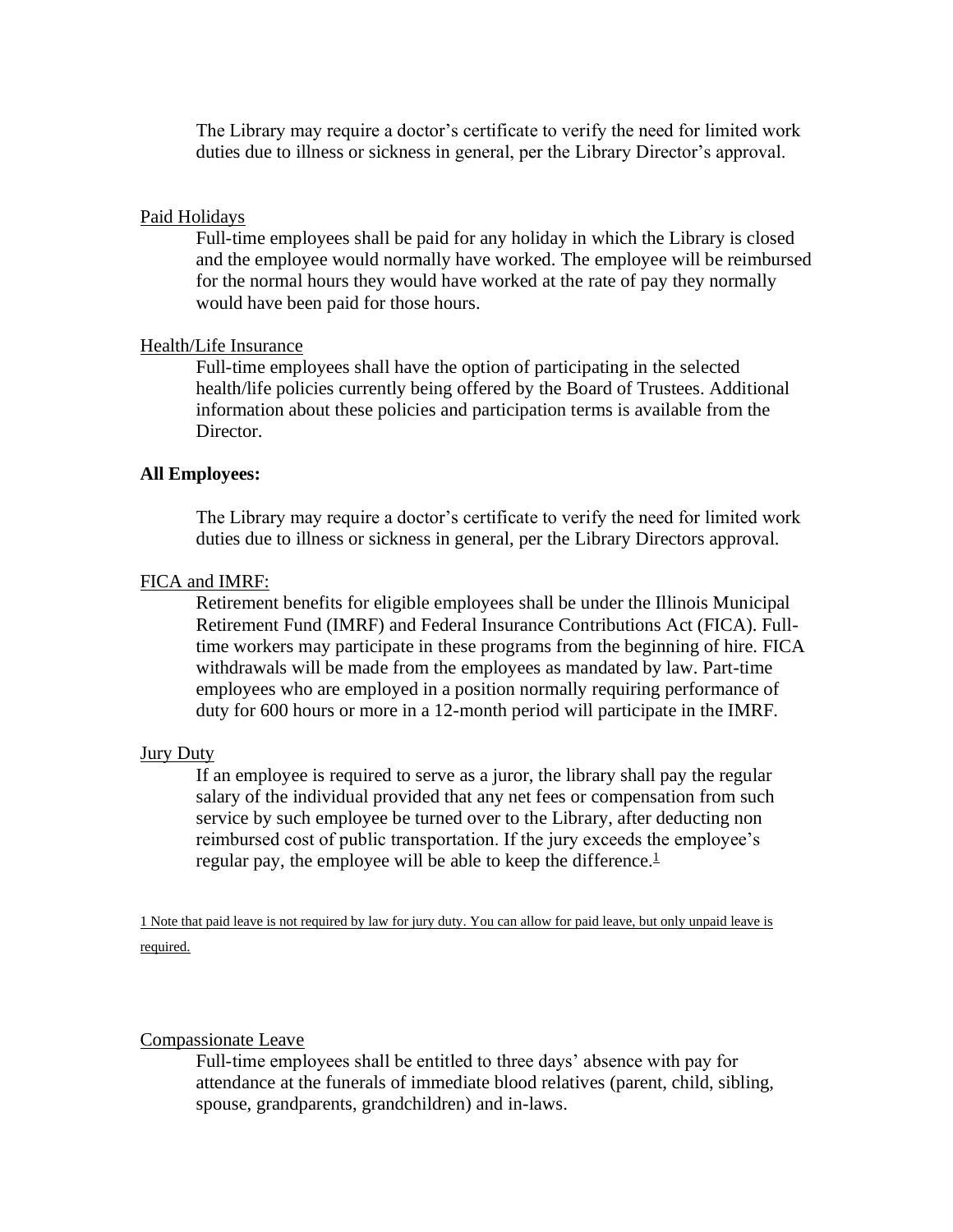The Library may require a doctor's certificate to verify the need for limited work duties due to illness or sickness in general, per the Library Director's approval.

Paid Holidays

Full-time employees shall be paid for any holiday in which the Library is closed and the employee would normally have worked. The employee will be reimbursed for the normal hours they would have worked at the rate of pay they normally would have been paid for those hours.

Health/Life Insurance

Full-time employees shall have the option of participating in the selected health/life policies currently being offered by the Board of Trustees. Additional information about these policies and participation terms is available from the Director.

**All Employees:**

The Library may require a doctor's certificate to verify the need for limited work duties due to illness or sickness in general, per the Library Directors approval.

FICA and IMRF:

Retirement benefits for eligible employees shall be under the Illinois Municipal Retirement Fund (IMRF) and Federal Insurance Contributions Act (FICA). Full-time workers may participate in these programs from the beginning of hire. FICA withdrawals will be made from the employees as mandated by law. Part-time employees who are employed in a position normally requiring performance of duty for 600 hours or more in a 12-month period will participate in the IMRF.

Jury Duty

If an employee is required to serve as a juror, the library shall pay the regular salary of the individual provided that any net fees or compensation from such service by such employee be turned over to the Library, after deducting non reimbursed cost of public transportation. If the jury exceeds the employee's regular pay, the employee will be able to keep the difference.[1]

1 Note that paid leave is not required by law for jury duty. You can allow for paid leave, but only unpaid leave is required.

Compassionate Leave

Full-time employees shall be entitled to three days' absence with pay for attendance at the funerals of immediate blood relatives (parent, child, sibling, spouse, grandparents, grandchildren) and in-laws.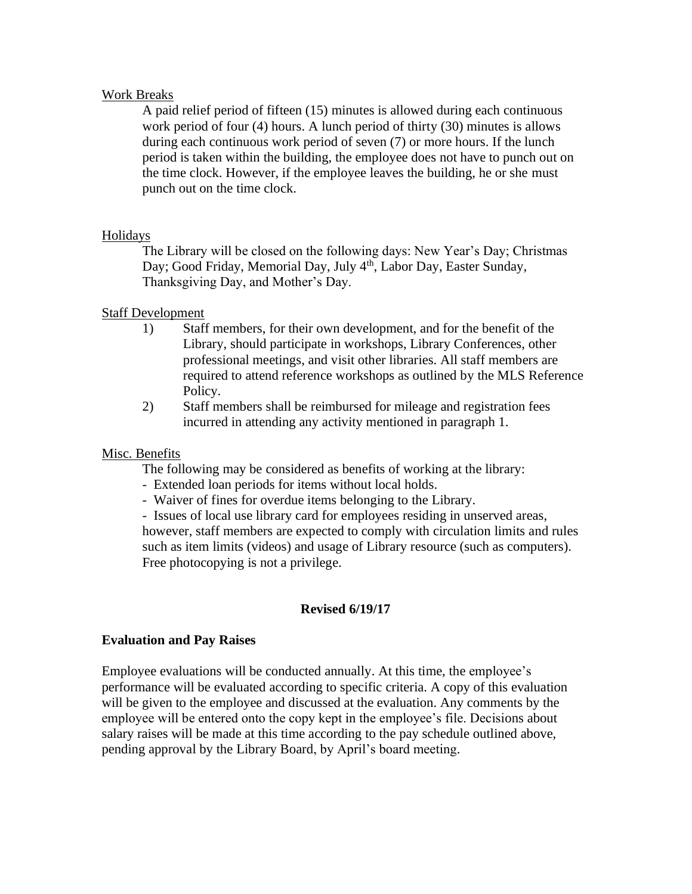Work Breaks

A paid relief period of fifteen (15) minutes is allowed during each continuous work period of four (4) hours. A lunch period of thirty (30) minutes is allows during each continuous work period of seven (7) or more hours. If the lunch period is taken within the building, the employee does not have to punch out on the time clock. However, if the employee leaves the building, he or she must punch out on the time clock.

Holidays

The Library will be closed on the following days: New Year's Day; Christmas Day; Good Friday, Memorial Day, July 4th, Labor Day, Easter Sunday, Thanksgiving Day, and Mother's Day.

Staff Development

1) Staff members, for their own development, and for the benefit of the Library, should participate in workshops, Library Conferences, other professional meetings, and visit other libraries. All staff members are required to attend reference workshops as outlined by the MLS Reference Policy.
2) Staff members shall be reimbursed for mileage and registration fees incurred in attending any activity mentioned in paragraph 1.

Misc. Benefits

The following may be considered as benefits of working at the library:

- Extended loan periods for items without local holds.
- Waiver of fines for overdue items belonging to the Library.
- Issues of local use library card for employees residing in unserved areas, however, staff members are expected to comply with circulation limits and rules such as item limits (videos) and usage of Library resource (such as computers). Free photocopying is not a privilege.

**Revised 6/19/17**

**Evaluation and Pay Raises**

Employee evaluations will be conducted annually. At this time, the employee's performance will be evaluated according to specific criteria. A copy of this evaluation will be given to the employee and discussed at the evaluation. Any comments by the employee will be entered onto the copy kept in the employee's file. Decisions about salary raises will be made at this time according to the pay schedule outlined above, pending approval by the Library Board, by April's board meeting.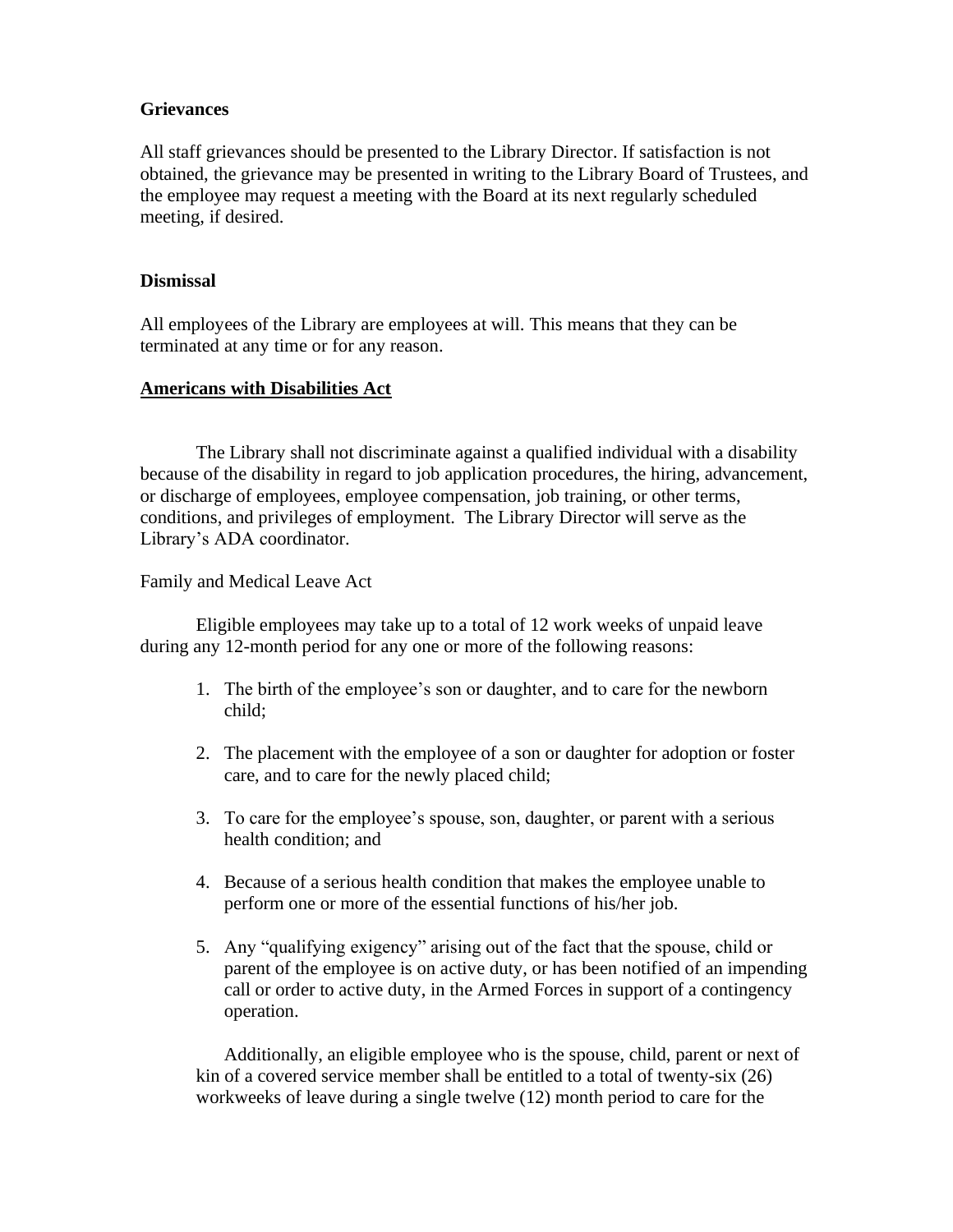**Grievances**

All staff grievances should be presented to the Library Director. If satisfaction is not obtained, the grievance may be presented in writing to the Library Board of Trustees, and the employee may request a meeting with the Board at its next regularly scheduled meeting, if desired.

**Dismissal**

All employees of the Library are employees at will. This means that they can be terminated at any time or for any reason.

**Americans with Disabilities Act**

The Library shall not discriminate against a qualified individual with a disability because of the disability in regard to job application procedures, the hiring, advancement, or discharge of employees, employee compensation, job training, or other terms, conditions, and privileges of employment. The Library Director will serve as the Library's ADA coordinator.

Family and Medical Leave Act

Eligible employees may take up to a total of 12 work weeks of unpaid leave during any 12-month period for any one or more of the following reasons:

1. The birth of the employee's son or daughter, and to care for the newborn child;

2. The placement with the employee of a son or daughter for adoption or foster care, and to care for the newly placed child;

3. To care for the employee's spouse, son, daughter, or parent with a serious health condition; and

4. Because of a serious health condition that makes the employee unable to perform one or more of the essential functions of his/her job.

5. Any "qualifying exigency" arising out of the fact that the spouse, child or parent of the employee is on active duty, or has been notified of an impending call or order to active duty, in the Armed Forces in support of a contingency operation.

Additionally, an eligible employee who is the spouse, child, parent or next of kin of a covered service member shall be entitled to a total of twenty-six (26) workweeks of leave during a single twelve (12) month period to care for the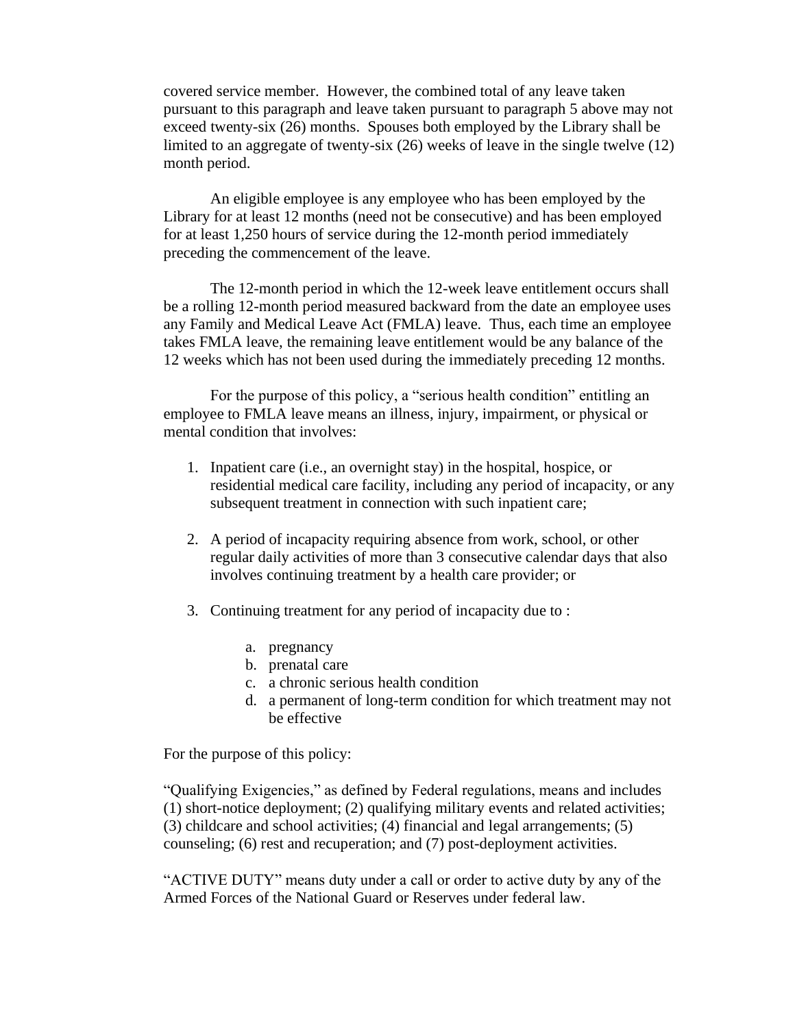covered service member. However, the combined total of any leave taken pursuant to this paragraph and leave taken pursuant to paragraph 5 above may not exceed twenty-six (26) months. Spouses both employed by the Library shall be limited to an aggregate of twenty-six (26) weeks of leave in the single twelve (12) month period.

An eligible employee is any employee who has been employed by the Library for at least 12 months (need not be consecutive) and has been employed for at least 1,250 hours of service during the 12-month period immediately preceding the commencement of the leave.

The 12-month period in which the 12-week leave entitlement occurs shall be a rolling 12-month period measured backward from the date an employee uses any Family and Medical Leave Act (FMLA) leave. Thus, each time an employee takes FMLA leave, the remaining leave entitlement would be any balance of the 12 weeks which has not been used during the immediately preceding 12 months.

For the purpose of this policy, a "serious health condition" entitling an employee to FMLA leave means an illness, injury, impairment, or physical or mental condition that involves:

1. Inpatient care (i.e., an overnight stay) in the hospital, hospice, or residential medical care facility, including any period of incapacity, or any subsequent treatment in connection with such inpatient care;

2. A period of incapacity requiring absence from work, school, or other regular daily activities of more than 3 consecutive calendar days that also involves continuing treatment by a health care provider; or

3. Continuing treatment for any period of incapacity due to :

    a. pregnancy
    b. prenatal care
    c. a chronic serious health condition
    d. a permanent of long-term condition for which treatment may not be effective

For the purpose of this policy:

"Qualifying Exigencies," as defined by Federal regulations, means and includes (1) short-notice deployment; (2) qualifying military events and related activities; (3) childcare and school activities; (4) financial and legal arrangements; (5) counseling; (6) rest and recuperation; and (7) post-deployment activities.

"ACTIVE DUTY" means duty under a call or order to active duty by any of the Armed Forces of the National Guard or Reserves under federal law.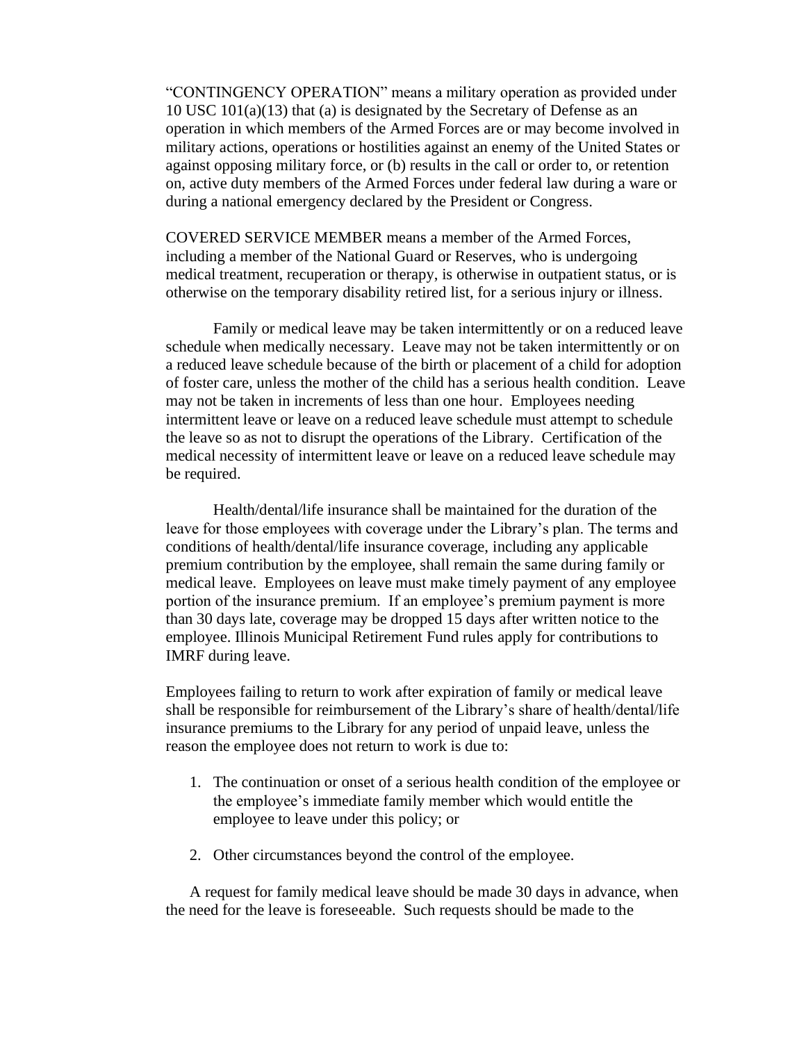"CONTINGENCY OPERATION" means a military operation as provided under 10 USC 101(a)(13) that (a) is designated by the Secretary of Defense as an operation in which members of the Armed Forces are or may become involved in military actions, operations or hostilities against an enemy of the United States or against opposing military force, or (b) results in the call or order to, or retention on, active duty members of the Armed Forces under federal law during a ware or during a national emergency declared by the President or Congress.

COVERED SERVICE MEMBER means a member of the Armed Forces, including a member of the National Guard or Reserves, who is undergoing medical treatment, recuperation or therapy, is otherwise in outpatient status, or is otherwise on the temporary disability retired list, for a serious injury or illness.

Family or medical leave may be taken intermittently or on a reduced leave schedule when medically necessary. Leave may not be taken intermittently or on a reduced leave schedule because of the birth or placement of a child for adoption of foster care, unless the mother of the child has a serious health condition. Leave may not be taken in increments of less than one hour. Employees needing intermittent leave or leave on a reduced leave schedule must attempt to schedule the leave so as not to disrupt the operations of the Library. Certification of the medical necessity of intermittent leave or leave on a reduced leave schedule may be required.

Health/dental/life insurance shall be maintained for the duration of the leave for those employees with coverage under the Library's plan. The terms and conditions of health/dental/life insurance coverage, including any applicable premium contribution by the employee, shall remain the same during family or medical leave. Employees on leave must make timely payment of any employee portion of the insurance premium. If an employee's premium payment is more than 30 days late, coverage may be dropped 15 days after written notice to the employee. Illinois Municipal Retirement Fund rules apply for contributions to IMRF during leave.

Employees failing to return to work after expiration of family or medical leave shall be responsible for reimbursement of the Library's share of health/dental/life insurance premiums to the Library for any period of unpaid leave, unless the reason the employee does not return to work is due to:

1. The continuation or onset of a serious health condition of the employee or the employee's immediate family member which would entitle the employee to leave under this policy; or

2. Other circumstances beyond the control of the employee.

A request for family medical leave should be made 30 days in advance, when the need for the leave is foreseeable. Such requests should be made to the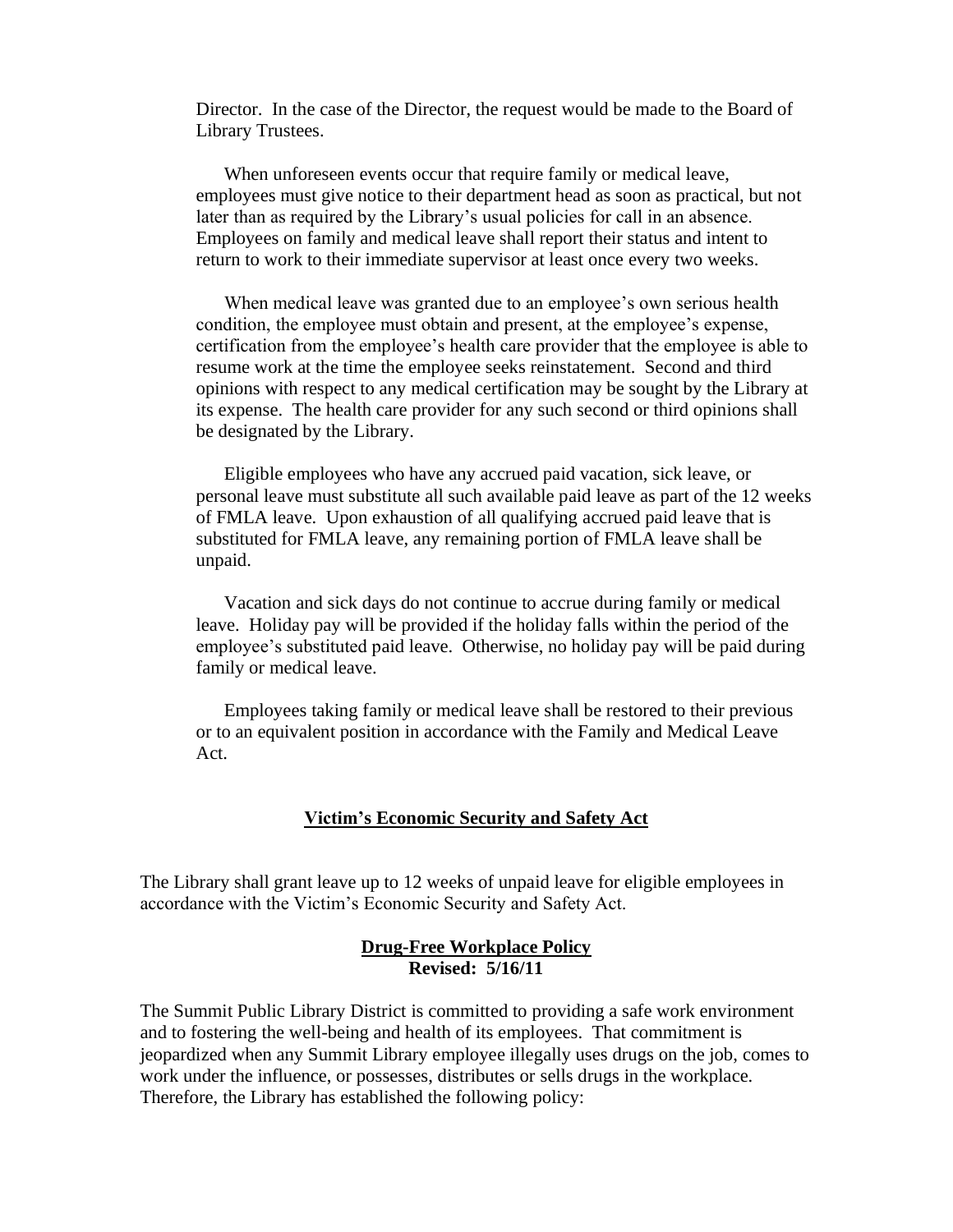Director. In the case of the Director, the request would be made to the Board of Library Trustees.

When unforeseen events occur that require family or medical leave, employees must give notice to their department head as soon as practical, but not later than as required by the Library's usual policies for call in an absence. Employees on family and medical leave shall report their status and intent to return to work to their immediate supervisor at least once every two weeks.

When medical leave was granted due to an employee's own serious health condition, the employee must obtain and present, at the employee's expense, certification from the employee's health care provider that the employee is able to resume work at the time the employee seeks reinstatement. Second and third opinions with respect to any medical certification may be sought by the Library at its expense. The health care provider for any such second or third opinions shall be designated by the Library.

Eligible employees who have any accrued paid vacation, sick leave, or personal leave must substitute all such available paid leave as part of the 12 weeks of FMLA leave. Upon exhaustion of all qualifying accrued paid leave that is substituted for FMLA leave, any remaining portion of FMLA leave shall be unpaid.

Vacation and sick days do not continue to accrue during family or medical leave. Holiday pay will be provided if the holiday falls within the period of the employee's substituted paid leave. Otherwise, no holiday pay will be paid during family or medical leave.

Employees taking family or medical leave shall be restored to their previous or to an equivalent position in accordance with the Family and Medical Leave Act.

## Victim's Economic Security and Safety Act

The Library shall grant leave up to 12 weeks of unpaid leave for eligible employees in accordance with the Victim's Economic Security and Safety Act.

## Drug-Free Workplace Policy

**Revised: 5/16/11**

The Summit Public Library District is committed to providing a safe work environment and to fostering the well-being and health of its employees. That commitment is jeopardized when any Summit Library employee illegally uses drugs on the job, comes to work under the influence, or possesses, distributes or sells drugs in the workplace. Therefore, the Library has established the following policy: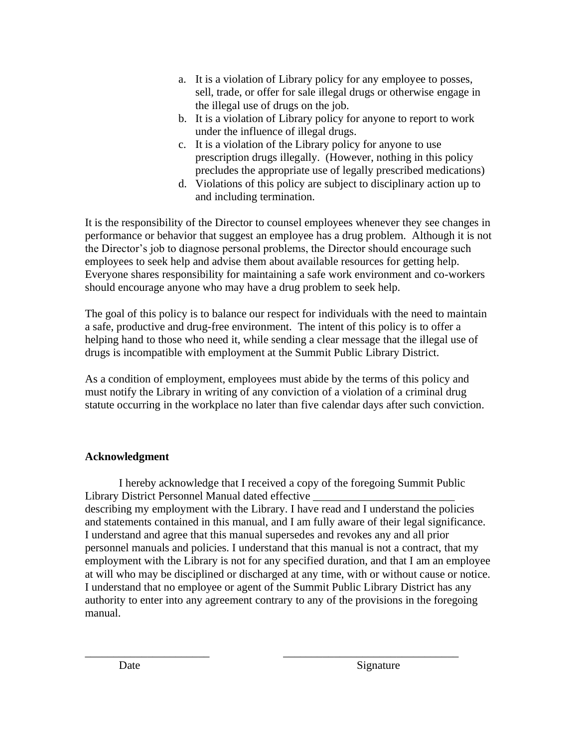a. It is a violation of Library policy for any employee to posses, sell, trade, or offer for sale illegal drugs or otherwise engage in the illegal use of drugs on the job.
b. It is a violation of Library policy for anyone to report to work under the influence of illegal drugs.
c. It is a violation of the Library policy for anyone to use prescription drugs illegally. (However, nothing in this policy precludes the appropriate use of legally prescribed medications)
d. Violations of this policy are subject to disciplinary action up to and including termination.

It is the responsibility of the Director to counsel employees whenever they see changes in performance or behavior that suggest an employee has a drug problem. Although it is not the Director's job to diagnose personal problems, the Director should encourage such employees to seek help and advise them about available resources for getting help. Everyone shares responsibility for maintaining a safe work environment and co-workers should encourage anyone who may have a drug problem to seek help.

The goal of this policy is to balance our respect for individuals with the need to maintain a safe, productive and drug-free environment. The intent of this policy is to offer a helping hand to those who need it, while sending a clear message that the illegal use of drugs is incompatible with employment at the Summit Public Library District.

As a condition of employment, employees must abide by the terms of this policy and must notify the Library in writing of any conviction of a violation of a criminal drug statute occurring in the workplace no later than five calendar days after such conviction.

**Acknowledgment**

I hereby acknowledge that I received a copy of the foregoing Summit Public Library District Personnel Manual dated effective ________________________ describing my employment with the Library. I have read and I understand the policies and statements contained in this manual, and I am fully aware of their legal significance. I understand and agree that this manual supersedes and revokes any and all prior personnel manuals and policies. I understand that this manual is not a contract, that my employment with the Library is not for any specified duration, and that I am an employee at will who may be disciplined or discharged at any time, with or without cause or notice. I understand that no employee or agent of the Summit Public Library District has any authority to enter into any agreement contrary to any of the provisions in the foregoing manual.

______________________ ______________________________
Date Signature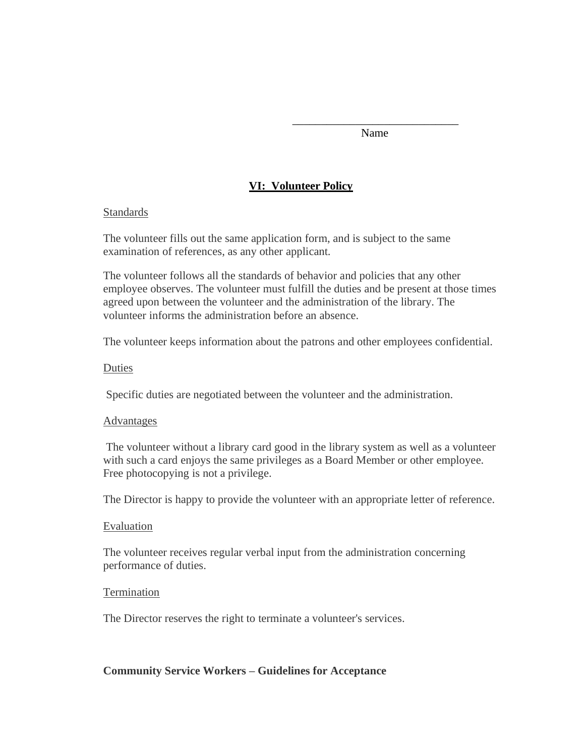______________________________

Name

## VI: Volunteer Policy

Standards

The volunteer fills out the same application form, and is subject to the same examination of references, as any other applicant.

The volunteer follows all the standards of behavior and policies that any other employee observes. The volunteer must fulfill the duties and be present at those times agreed upon between the volunteer and the administration of the library. The volunteer informs the administration before an absence.

The volunteer keeps information about the patrons and other employees confidential.

Duties

Specific duties are negotiated between the volunteer and the administration.

Advantages

The volunteer without a library card good in the library system as well as a volunteer with such a card enjoys the same privileges as a Board Member or other employee. Free photocopying is not a privilege.

The Director is happy to provide the volunteer with an appropriate letter of reference.

Evaluation

The volunteer receives regular verbal input from the administration concerning performance of duties.

Termination

The Director reserves the right to terminate a volunteer's services.

**Community Service Workers – Guidelines for Acceptance**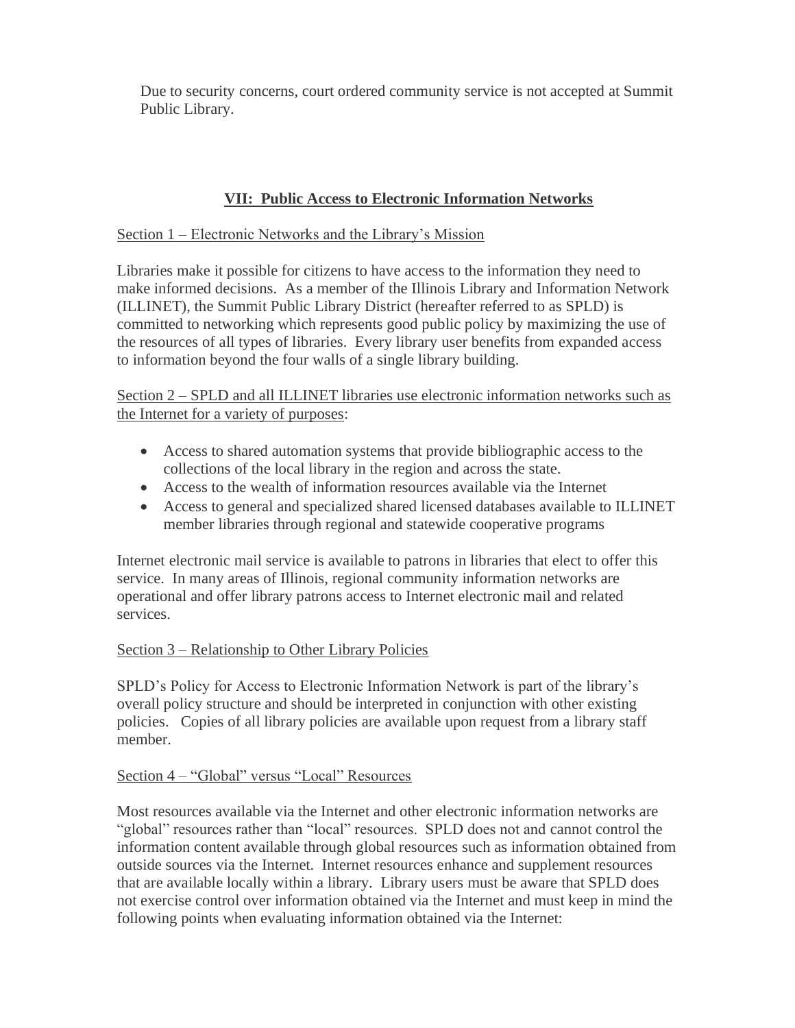Due to security concerns, court ordered community service is not accepted at Summit Public Library.

## VII: Public Access to Electronic Information Networks

Section 1 – Electronic Networks and the Library's Mission

Libraries make it possible for citizens to have access to the information they need to make informed decisions. As a member of the Illinois Library and Information Network (ILLINET), the Summit Public Library District (hereafter referred to as SPLD) is committed to networking which represents good public policy by maximizing the use of the resources of all types of libraries. Every library user benefits from expanded access to information beyond the four walls of a single library building.

Section 2 – SPLD and all ILLINET libraries use electronic information networks such as the Internet for a variety of purposes:

- Access to shared automation systems that provide bibliographic access to the collections of the local library in the region and across the state.
- Access to the wealth of information resources available via the Internet
- Access to general and specialized shared licensed databases available to ILLINET member libraries through regional and statewide cooperative programs

Internet electronic mail service is available to patrons in libraries that elect to offer this service. In many areas of Illinois, regional community information networks are operational and offer library patrons access to Internet electronic mail and related services.

Section 3 – Relationship to Other Library Policies

SPLD's Policy for Access to Electronic Information Network is part of the library's overall policy structure and should be interpreted in conjunction with other existing policies. Copies of all library policies are available upon request from a library staff member.

Section 4 – "Global" versus "Local" Resources

Most resources available via the Internet and other electronic information networks are "global" rather than "local" resources. SPLD does not and cannot control the information content available through global resources such as information obtained from outside sources via the Internet. Internet resources enhance and supplement resources that are available locally within a library. Library users must be aware that SPLD does not exercise control over information obtained via the Internet and must keep in mind the following points when evaluating information obtained via the Internet: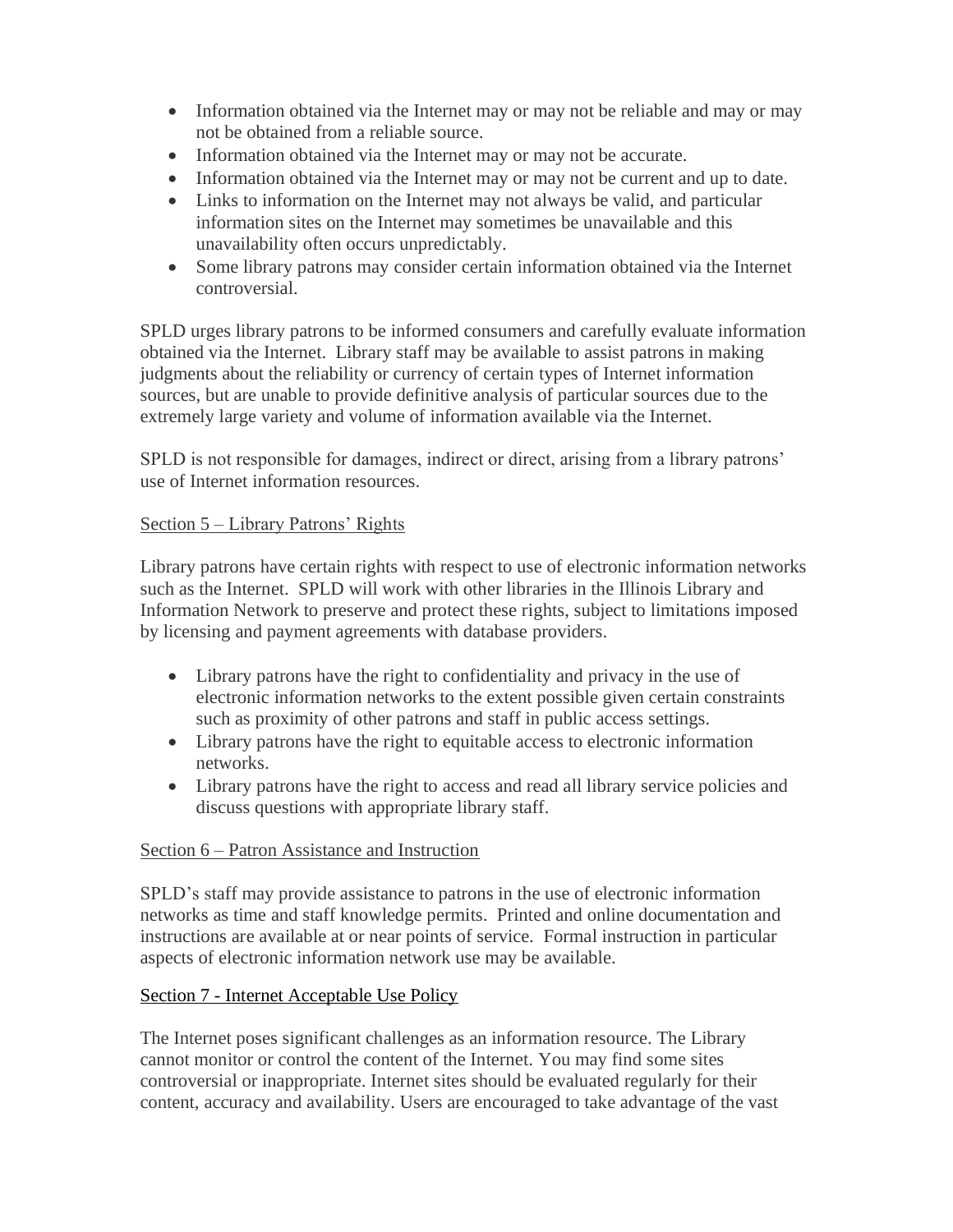- Information obtained via the Internet may or may not be reliable and may or may not be obtained from a reliable source.
- Information obtained via the Internet may or may not be accurate.
- Information obtained via the Internet may or may not be current and up to date.
- Links to information on the Internet may not always be valid, and particular information sites on the Internet may sometimes be unavailable and this unavailability often occurs unpredictably.
- Some library patrons may consider certain information obtained via the Internet controversial.

SPLD urges library patrons to be informed consumers and carefully evaluate information obtained via the Internet. Library staff may be available to assist patrons in making judgments about the reliability or currency of certain types of Internet information sources, but are unable to provide definitive analysis of particular sources due to the extremely large variety and volume of information available via the Internet.

SPLD is not responsible for damages, indirect or direct, arising from a library patrons' use of Internet information resources.

## Section 5 – Library Patrons' Rights

Library patrons have certain rights with respect to use of electronic information networks such as the Internet. SPLD will work with other libraries in the Illinois Library and Information Network to preserve and protect these rights, subject to limitations imposed by licensing and payment agreements with database providers.

- Library patrons have the right to confidentiality and privacy in the use of electronic information networks to the extent possible given certain constraints such as proximity of other patrons and staff in public access settings.
- Library patrons have the right to equitable access to electronic information networks.
- Library patrons have the right to access and read all library service policies and discuss questions with appropriate library staff.

## Section 6 – Patron Assistance and Instruction

SPLD's staff may provide assistance to patrons in the use of electronic information networks as time and staff knowledge permits. Printed and online documentation and instructions are available at or near points of service. Formal instruction in particular aspects of electronic information network use may be available.

## Section 7 - Internet Acceptable Use Policy

The Internet poses significant challenges as an information resource. The Library cannot monitor or control the content of the Internet. You may find some sites controversial or inappropriate. Internet sites should be evaluated regularly for their content, accuracy and availability. Users are encouraged to take advantage of the vast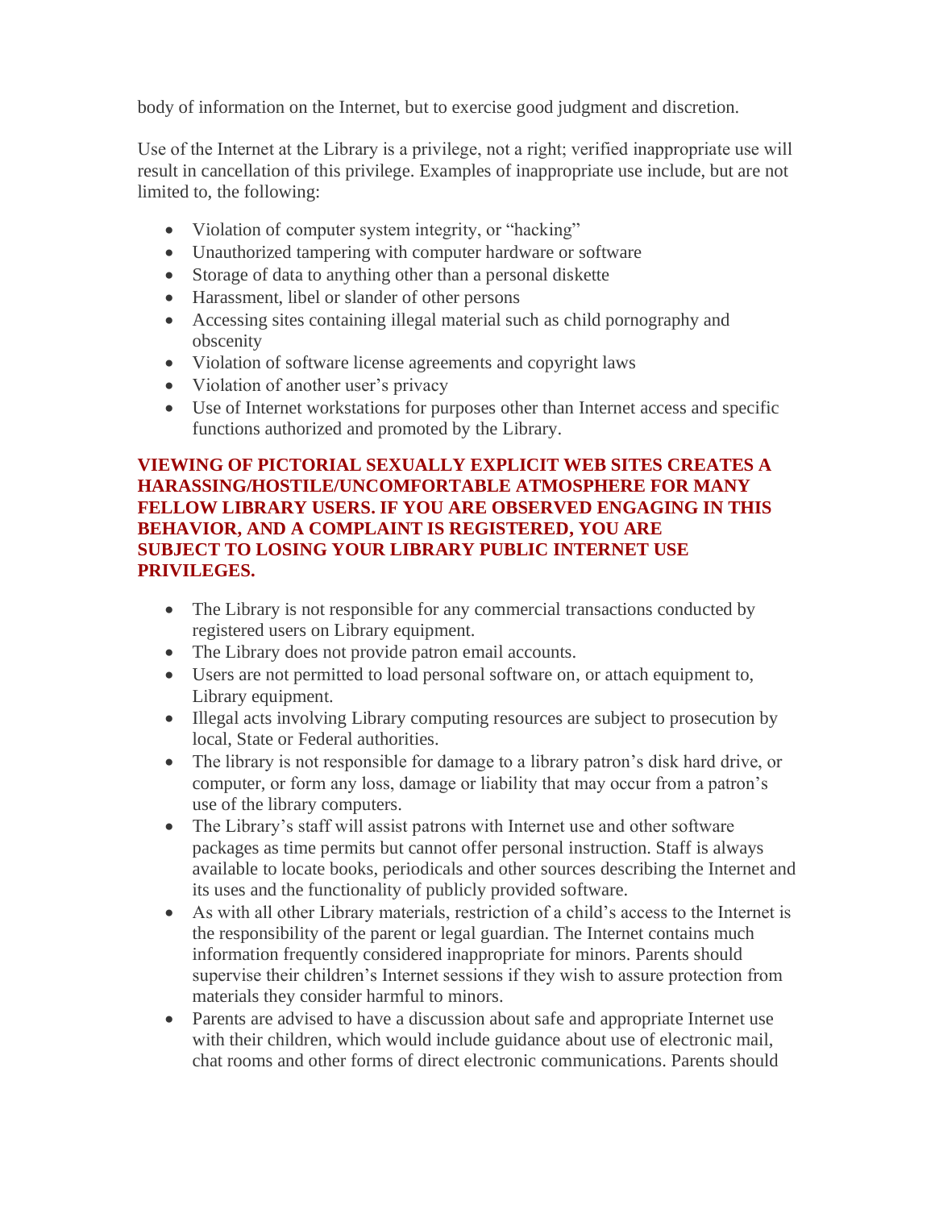body of information on the Internet, but to exercise good judgment and discretion.

Use of the Internet at the Library is a privilege, not a right; verified inappropriate use will result in cancellation of this privilege. Examples of inappropriate use include, but are not limited to, the following:

- Violation of computer system integrity, or "hacking"
- Unauthorized tampering with computer hardware or software
- Storage of data to anything other than a personal diskette
- Harassment, libel or slander of other persons
- Accessing sites containing illegal material such as child pornography and obscenity
- Violation of software license agreements and copyright laws
- Violation of another user's privacy
- Use of Internet workstations for purposes other than Internet access and specific functions authorized and promoted by the Library.

**VIEWING OF PICTORIAL SEXUALLY EXPLICIT WEB SITES CREATES A HARASSING/HOSTILE/UNCOMFORTABLE ATMOSPHERE FOR MANY FELLOW LIBRARY USERS. IF YOU ARE OBSERVED ENGAGING IN THIS BEHAVIOR, AND A COMPLAINT IS REGISTERED, YOU ARE SUBJECT TO LOSING YOUR LIBRARY PUBLIC INTERNET USE PRIVILEGES.**

- The Library is not responsible for any commercial transactions conducted by registered users on Library equipment.
- The Library does not provide patron email accounts.
- Users are not permitted to load personal software on, or attach equipment to, Library equipment.
- Illegal acts involving Library computing resources are subject to prosecution by local, State or Federal authorities.
- The library is not responsible for damage to a library patron's disk hard drive, or computer, or form any loss, damage or liability that may occur from a patron's use of the library computers.
- The Library's staff will assist patrons with Internet use and other software packages as time permits but cannot offer personal instruction. Staff is always available to locate books, periodicals and other sources describing the Internet and its uses and the functionality of publicly provided software.
- As with all other Library materials, restriction of a child's access to the Internet is the responsibility of the parent or legal guardian. The Internet contains much information frequently considered inappropriate for minors. Parents should supervise their children's Internet sessions if they wish to assure protection from materials they consider harmful to minors.
- Parents are advised to have a discussion about safe and appropriate Internet use with their children, which would include guidance about use of electronic mail, chat rooms and other forms of direct electronic communications. Parents should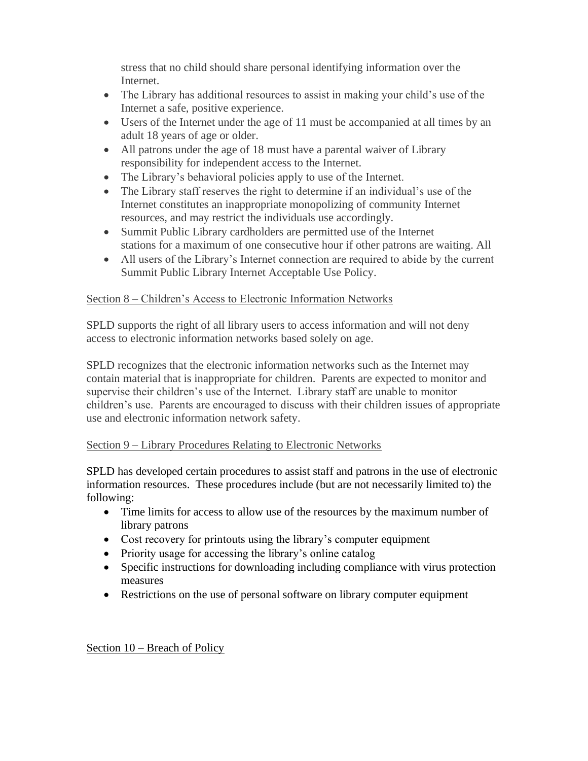stress that no child should share personal identifying information over the Internet.

- The Library has additional resources to assist in making your child's use of the Internet a safe, positive experience.
- Users of the Internet under the age of 11 must be accompanied at all times by an adult 18 years of age or older.
- All patrons under the age of 18 must have a parental waiver of Library responsibility for independent access to the Internet.
- The Library's behavioral policies apply to use of the Internet.
- The Library staff reserves the right to determine if an individual's use of the Internet constitutes an inappropriate monopolizing of community Internet resources, and may restrict the individuals use accordingly.
- Summit Public Library cardholders are permitted use of the Internet stations for a maximum of one consecutive hour if other patrons are waiting. All
- All users of the Library's Internet connection are required to abide by the current Summit Public Library Internet Acceptable Use Policy.

Section 8 – Children's Access to Electronic Information Networks

SPLD supports the right of all library users to access information and will not deny access to electronic information networks based solely on age.

SPLD recognizes that the electronic information networks such as the Internet may contain material that is inappropriate for children. Parents are expected to monitor and supervise their children's use of the Internet. Library staff are unable to monitor children's use. Parents are encouraged to discuss with their children issues of appropriate use and electronic information network safety.

Section 9 – Library Procedures Relating to Electronic Networks

SPLD has developed certain procedures to assist staff and patrons in the use of electronic information resources. These procedures include (but are not necessarily limited to) the following:

- Time limits for access to allow use of the resources by the maximum number of library patrons
- Cost recovery for printouts using the library's computer equipment
- Priority usage for accessing the library's online catalog
- Specific instructions for downloading including compliance with virus protection measures
- Restrictions on the use of personal software on library computer equipment

Section 10 – Breach of Policy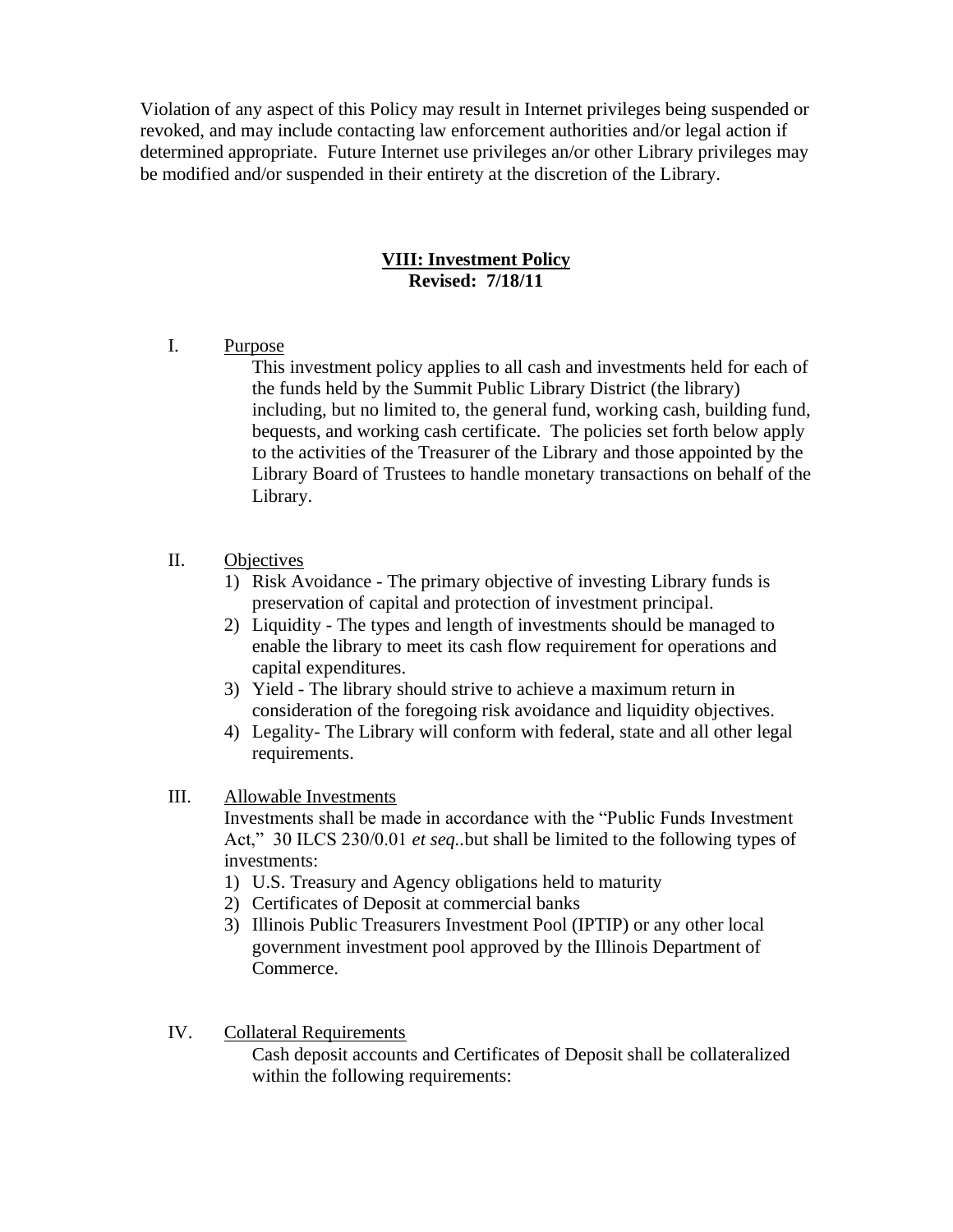Violation of any aspect of this Policy may result in Internet privileges being suspended or revoked, and may include contacting law enforcement authorities and/or legal action if determined appropriate. Future Internet use privileges an/or other Library privileges may be modified and/or suspended in their entirety at the discretion of the Library.

## VIII: Investment Policy

**Revised: 7/18/11**

I. Purpose

This investment policy applies to all cash and investments held for each of the funds held by the Summit Public Library District (the library) including, but no limited to, the general fund, working cash, building fund, bequests, and working cash certificate. The policies set forth below apply to the activities of the Treasurer of the Library and those appointed by the Library Board of Trustees to handle monetary transactions on behalf of the Library.

II. Objectives

1) Risk Avoidance - The primary objective of investing Library funds is preservation of capital and protection of investment principal.
2) Liquidity - The types and length of investments should be managed to enable the library to meet its cash flow requirement for operations and capital expenditures.
3) Yield - The library should strive to achieve a maximum return in consideration of the foregoing risk avoidance and liquidity objectives.
4) Legality- The Library will conform with federal, state and all other legal requirements.

III. Allowable Investments

Investments shall be made in accordance with the "Public Funds Investment Act," 30 ILCS 230/0.01 *et seq.*.but shall be limited to the following types of investments:

1) U.S. Treasury and Agency obligations held to maturity
2) Certificates of Deposit at commercial banks
3) Illinois Public Treasurers Investment Pool (IPTIP) or any other local government investment pool approved by the Illinois Department of Commerce.

IV. Collateral Requirements

Cash deposit accounts and Certificates of Deposit shall be collateralized within the following requirements: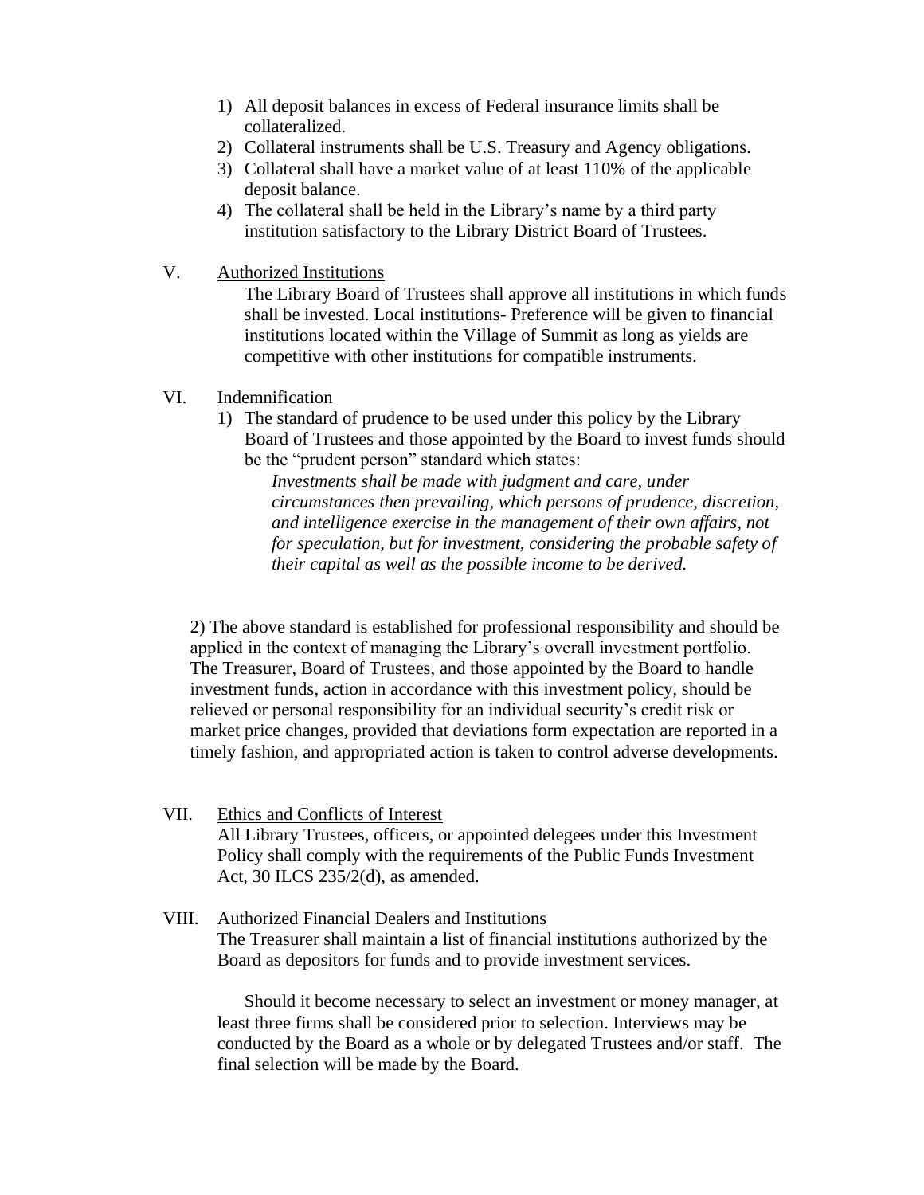1) All deposit balances in excess of Federal insurance limits shall be collateralized.
2) Collateral instruments shall be U.S. Treasury and Agency obligations.
3) Collateral shall have a market value of at least 110% of the applicable deposit balance.
4) The collateral shall be held in the Library's name by a third party institution satisfactory to the Library District Board of Trustees.

V. Authorized Institutions

The Library Board of Trustees shall approve all institutions in which funds shall be invested. Local institutions- Preference will be given to financial institutions located within the Village of Summit as long as yields are competitive with other institutions for compatible instruments.

VI. Indemnification

1) The standard of prudence to be used under this policy by the Library Board of Trustees and those appointed by the Board to invest funds should be the "prudent person" standard which states:

   *Investments shall be made with judgment and care, under circumstances then prevailing, which persons of prudence, discretion, and intelligence exercise in the management of their own affairs, not for speculation, but for investment, considering the probable safety of their capital as well as the possible income to be derived.*

2) The above standard is established for professional responsibility and should be applied in the context of managing the Library's overall investment portfolio. The Treasurer, Board of Trustees, and those appointed by the Board to handle investment funds, action in accordance with this investment policy, should be relieved or personal responsibility for an individual security's credit risk or market price changes, provided that deviations form expectation are reported in a timely fashion, and appropriated action is taken to control adverse developments.

VII. Ethics and Conflicts of Interest

All Library Trustees, officers, or appointed delegees under this Investment Policy shall comply with the requirements of the Public Funds Investment Act, 30 ILCS 235/2(d), as amended.

VIII. Authorized Financial Dealers and Institutions

The Treasurer shall maintain a list of financial institutions authorized by the Board as depositors for funds and to provide investment services.

Should it become necessary to select an investment or money manager, at least three firms shall be considered prior to selection. Interviews may be conducted by the Board as a whole or by delegated Trustees and/or staff. The final selection will be made by the Board.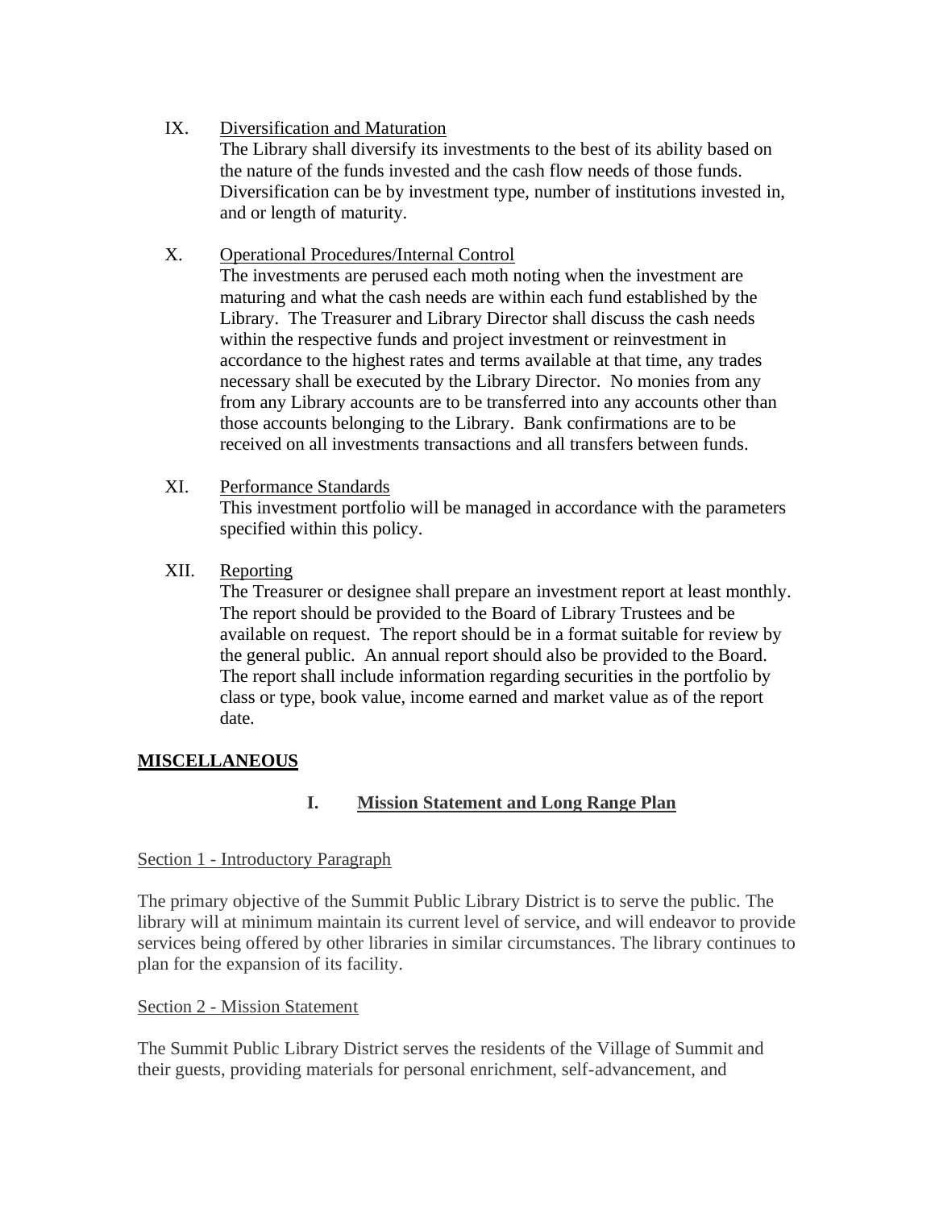IX. Diversification and Maturation

The Library shall diversify its investments to the best of its ability based on the nature of the funds invested and the cash flow needs of those funds. Diversification can be by investment type, number of institutions invested in, and or length of maturity.

X. Operational Procedures/Internal Control

The investments are perused each moth noting when the investment are maturing and what the cash needs are within each fund established by the Library. The Treasurer and Library Director shall discuss the cash needs within the respective funds and project investment or reinvestment in accordance to the highest rates and terms available at that time, any trades necessary shall be executed by the Library Director. No monies from any from any Library accounts are to be transferred into any accounts other than those accounts belonging to the Library. Bank confirmations are to be received on all investments transactions and all transfers between funds.

XI. Performance Standards

This investment portfolio will be managed in accordance with the parameters specified within this policy.

XII. Reporting

The Treasurer or designee shall prepare an investment report at least monthly. The report should be provided to the Board of Library Trustees and be available on request. The report should be in a format suitable for review by the general public. An annual report should also be provided to the Board. The report shall include information regarding securities in the portfolio by class or type, book value, income earned and market value as of the report date.

## MISCELLANEOUS

### I. Mission Statement and Long Range Plan

Section 1 - Introductory Paragraph

The primary objective of the Summit Public Library District is to serve the public. The library will at minimum maintain its current level of service, and will endeavor to provide services being offered by other libraries in similar circumstances. The library continues to plan for the expansion of its facility.

Section 2 - Mission Statement

The Summit Public Library District serves the residents of the Village of Summit and their guests, providing materials for personal enrichment, self-advancement, and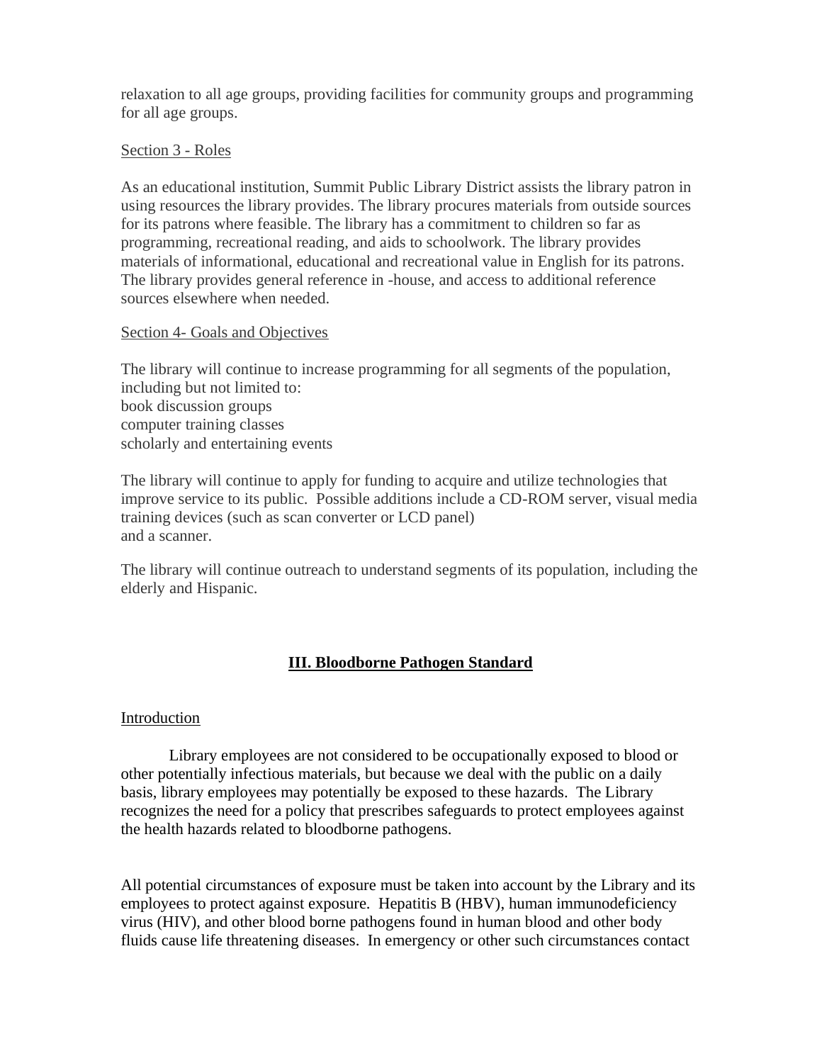relaxation to all age groups, providing facilities for community groups and programming for all age groups.

Section 3 - Roles

As an educational institution, Summit Public Library District assists the library patron in using resources the library provides. The library procures materials from outside sources for its patrons where feasible. The library has a commitment to children so far as programming, recreational reading, and aids to schoolwork. The library provides materials of informational, educational and recreational value in English for its patrons. The library provides general reference in -house, and access to additional reference sources elsewhere when needed.

Section 4- Goals and Objectives

The library will continue to increase programming for all segments of the population, including but not limited to:
book discussion groups
computer training classes
scholarly and entertaining events

The library will continue to apply for funding to acquire and utilize technologies that improve service to its public. Possible additions include a CD-ROM server, visual media training devices (such as scan converter or LCD panel)
and a scanner.

The library will continue outreach to understand segments of its population, including the elderly and Hispanic.

## III. Bloodborne Pathogen Standard

Introduction

Library employees are not considered to be occupationally exposed to blood or other potentially infectious materials, but because we deal with the public on a daily basis, library employees may potentially be exposed to these hazards. The Library recognizes the need for a policy that prescribes safeguards to protect employees against the health hazards related to bloodborne pathogens.

All potential circumstances of exposure must be taken into account by the Library and its employees to protect against exposure. Hepatitis B (HBV), human immunodeficiency virus (HIV), and other blood borne pathogens found in human blood and other body fluids cause life threatening diseases. In emergency or other such circumstances contact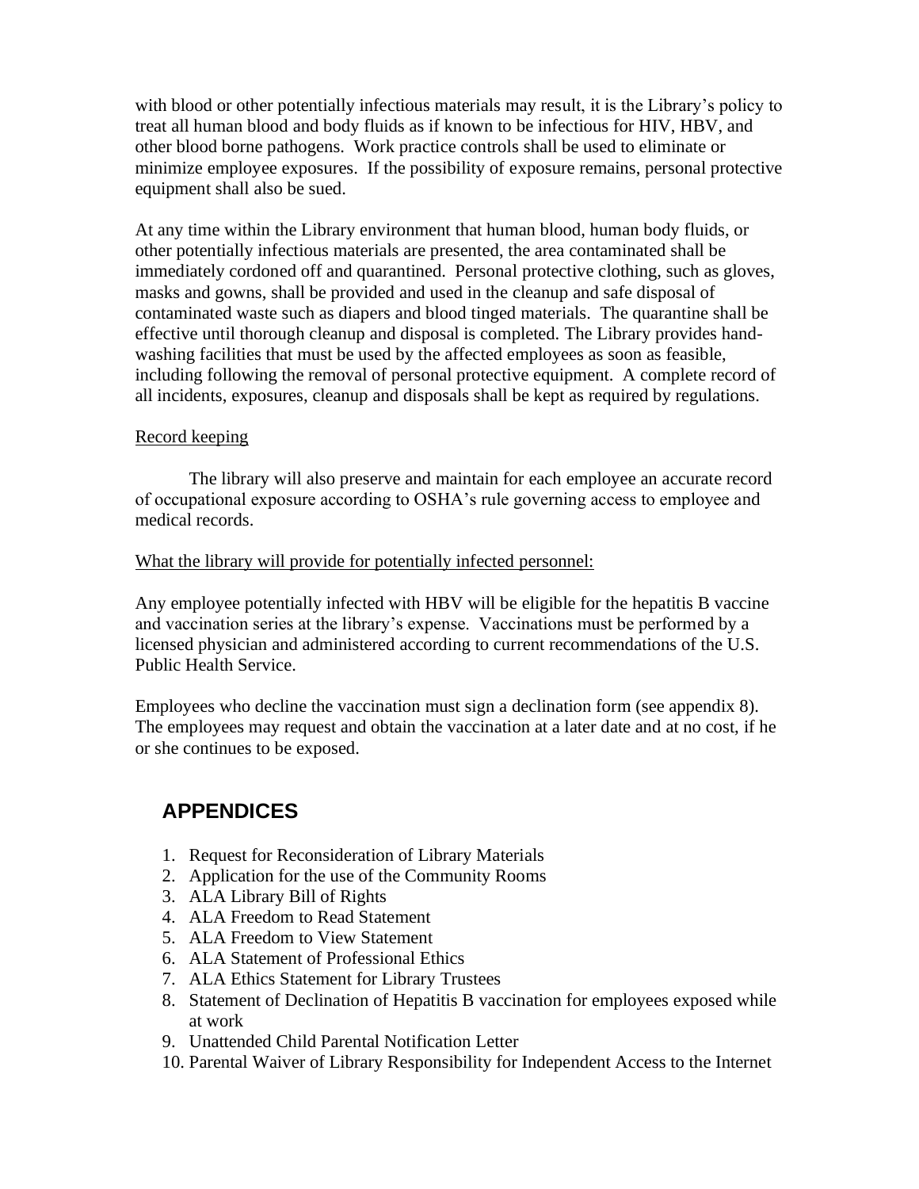with blood or other potentially infectious materials may result, it is the Library's policy to treat all human blood and body fluids as if known to be infectious for HIV, HBV, and other blood borne pathogens. Work practice controls shall be used to eliminate or minimize employee exposures. If the possibility of exposure remains, personal protective equipment shall also be sued.

At any time within the Library environment that human blood, human body fluids, or other potentially infectious materials are presented, the area contaminated shall be immediately cordoned off and quarantined. Personal protective clothing, such as gloves, masks and gowns, shall be provided and used in the cleanup and safe disposal of contaminated waste such as diapers and blood tinged materials. The quarantine shall be effective until thorough cleanup and disposal is completed. The Library provides hand-washing facilities that must be used by the affected employees as soon as feasible, including following the removal of personal protective equipment. A complete record of all incidents, exposures, cleanup and disposals shall be kept as required by regulations.

<u>Record keeping</u>

The library will also preserve and maintain for each employee an accurate record of occupational exposure according to OSHA's rule governing access to employee and medical records.

<u>What the library will provide for potentially infected personnel:</u>

Any employee potentially infected with HBV will be eligible for the hepatitis B vaccine and vaccination series at the library's expense. Vaccinations must be performed by a licensed physician and administered according to current recommendations of the U.S. Public Health Service.

Employees who decline the vaccination must sign a declination form (see appendix 8). The employees may request and obtain the vaccination at a later date and at no cost, if he or she continues to be exposed.

## APPENDICES

1. Request for Reconsideration of Library Materials
2. Application for the use of the Community Rooms
3. ALA Library Bill of Rights
4. ALA Freedom to Read Statement
5. ALA Freedom to View Statement
6. ALA Statement of Professional Ethics
7. ALA Ethics Statement for Library Trustees
8. Statement of Declination of Hepatitis B vaccination for employees exposed while at work
9. Unattended Child Parental Notification Letter
10. Parental Waiver of Library Responsibility for Independent Access to the Internet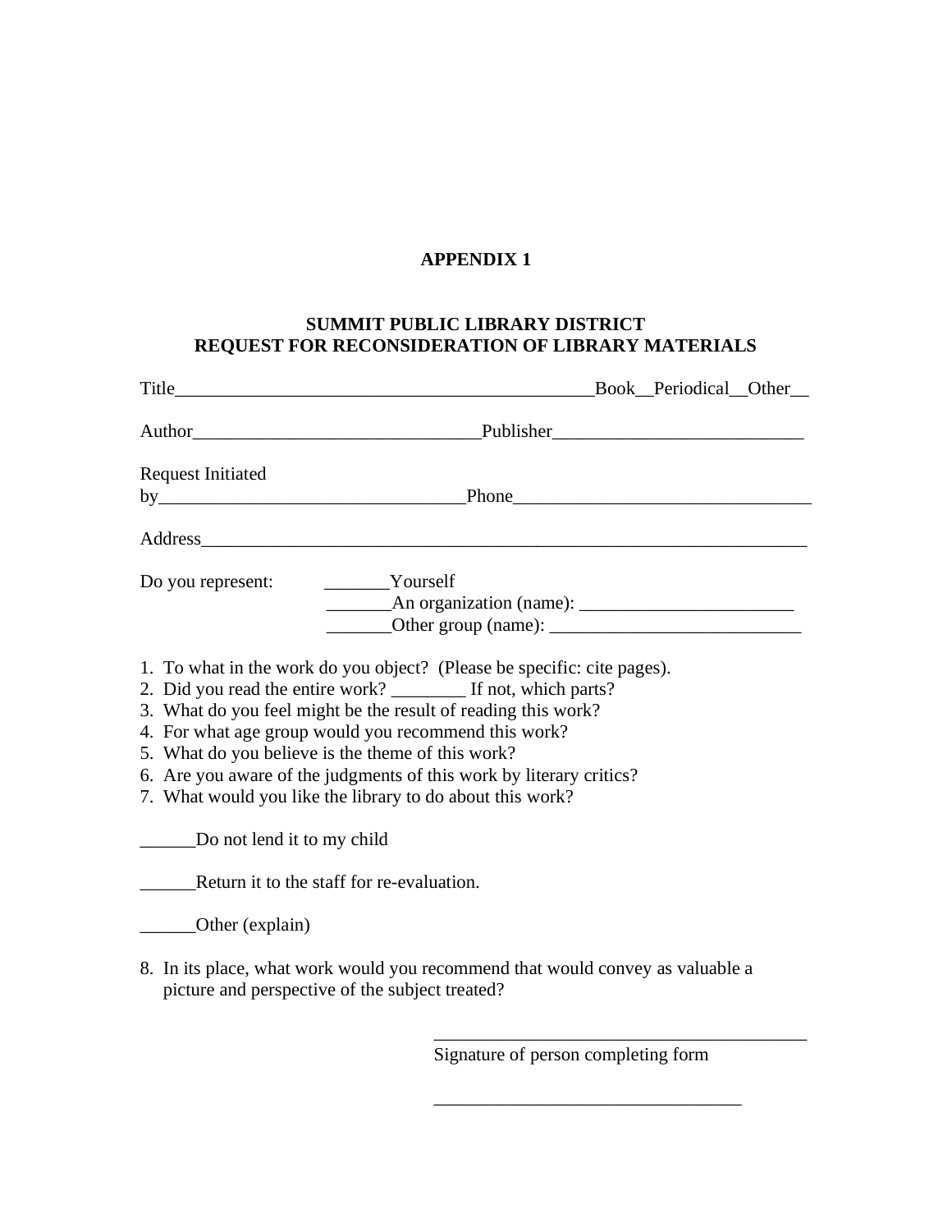**APPENDIX 1**

**SUMMIT PUBLIC LIBRARY DISTRICT**
**REQUEST FOR RECONSIDERATION OF LIBRARY MATERIALS**

Title_______________________________________________Book__Periodical__Other__

Author_______________________________Publisher___________________________

Request Initiated
by_________________________________Phone________________________________

Address___________________________________________________________________

Do you represent: _______Yourself
_______An organization (name): _______________________
_______Other group (name): ___________________________

1. To what in the work do you object? (Please be specific: cite pages).
2. Did you read the entire work? ________ If not, which parts?
3. What do you feel might be the result of reading this work?
4. For what age group would you recommend this work?
5. What do you believe is the theme of this work?
6. Are you aware of the judgments of this work by literary critics?
7. What would you like the library to do about this work?

______Do not lend it to my child

______Return it to the staff for re-evaluation.

______Other (explain)

8. In its place, what work would you recommend that would convey as valuable a picture and perspective of the subject treated?

_________________________________________
Signature of person completing form

_________________________________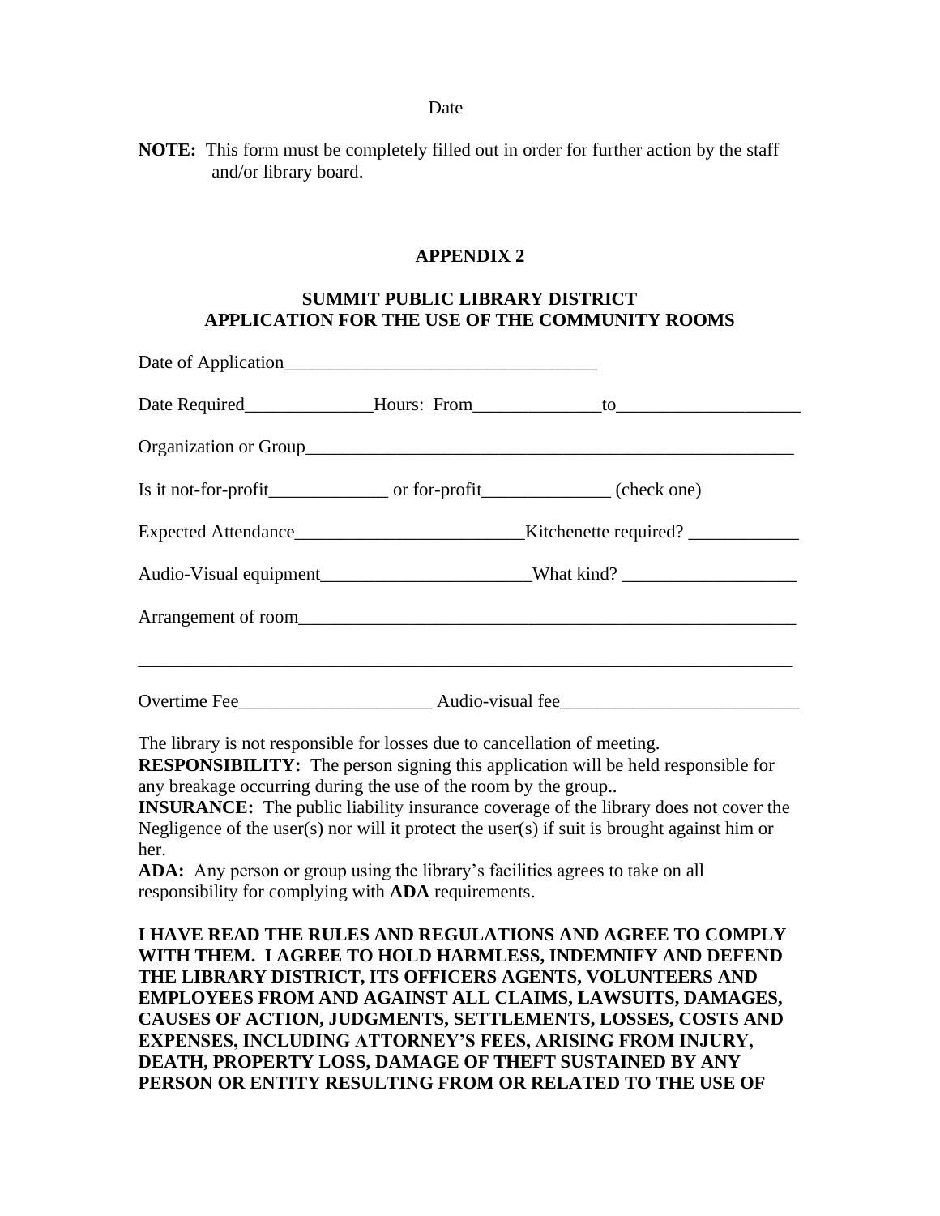Date

**NOTE:** This form must be completely filled out in order for further action by the staff and/or library board.

## APPENDIX 2

### SUMMIT PUBLIC LIBRARY DISTRICT
### APPLICATION FOR THE USE OF THE COMMUNITY ROOMS

Date of Application___________________________________

Date Required______________Hours: From______________to____________________

Organization or Group________________________________________________________

Is it not-for-profit_____________ or for-profit______________ (check one)

Expected Attendance_________________________Kitchenette required? ____________

Audio-Visual equipment_______________________What kind? ___________________

Arrangement of room________________________________________________________

_________________________________________________________________________

Overtime Fee_____________________ Audio-visual fee__________________________

The library is not responsible for losses due to cancellation of meeting.
**RESPONSIBILITY:** The person signing this application will be held responsible for any breakage occurring during the use of the room by the group..
**INSURANCE:** The public liability insurance coverage of the library does not cover the Negligence of the user(s) nor will it protect the user(s) if suit is brought against him or her.
**ADA:** Any person or group using the library's facilities agrees to take on all responsibility for complying with **ADA** requirements.

**I HAVE READ THE RULES AND REGULATIONS AND AGREE TO COMPLY WITH THEM. I AGREE TO HOLD HARMLESS, INDEMNIFY AND DEFEND THE LIBRARY DISTRICT, ITS OFFICERS AGENTS, VOLUNTEERS AND EMPLOYEES FROM AND AGAINST ALL CLAIMS, LAWSUITS, DAMAGES, CAUSES OF ACTION, JUDGMENTS, SETTLEMENTS, LOSSES, COSTS AND EXPENSES, INCLUDING ATTORNEY'S FEES, ARISING FROM INJURY, DEATH, PROPERTY LOSS, DAMAGE OF THEFT SUSTAINED BY ANY PERSON OR ENTITY RESULTING FROM OR RELATED TO THE USE OF**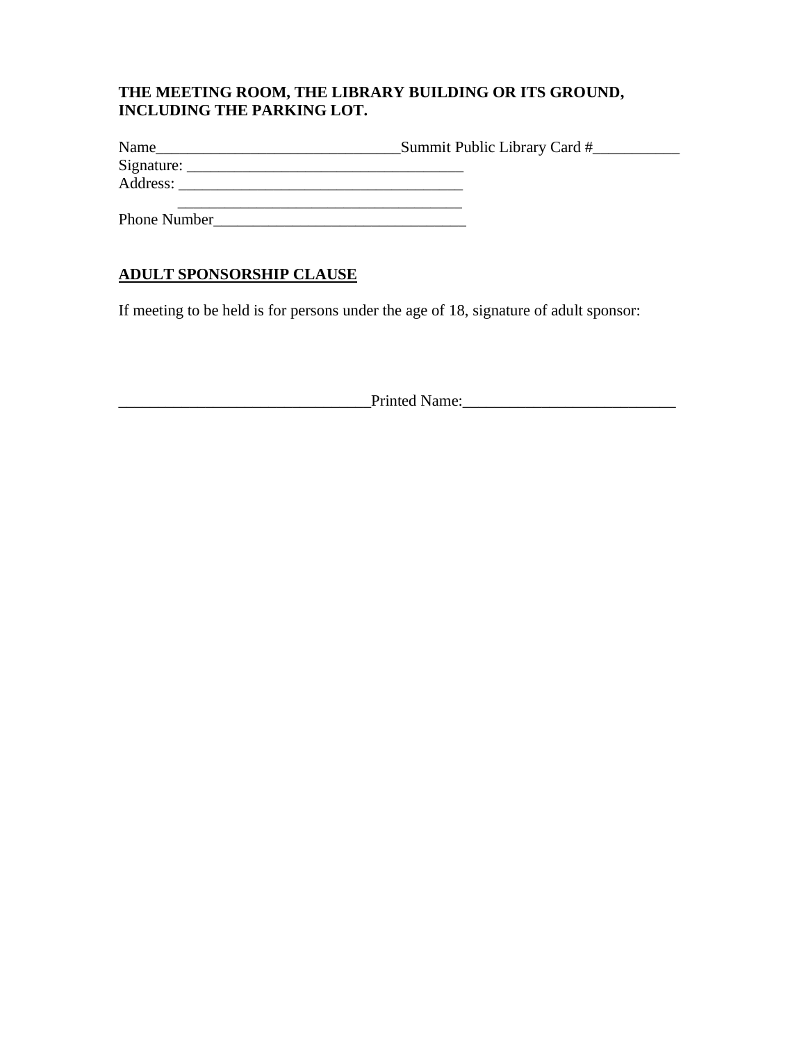**THE MEETING ROOM, THE LIBRARY BUILDING OR ITS GROUND, INCLUDING THE PARKING LOT.**

Name_______________________________Summit Public Library Card #___________
Signature: ___________________________________
Address: ____________________________________
____________________________________
Phone Number________________________________

**ADULT SPONSORSHIP CLAUSE**

If meeting to be held is for persons under the age of 18, signature of adult sponsor:

________________________________Printed Name:___________________________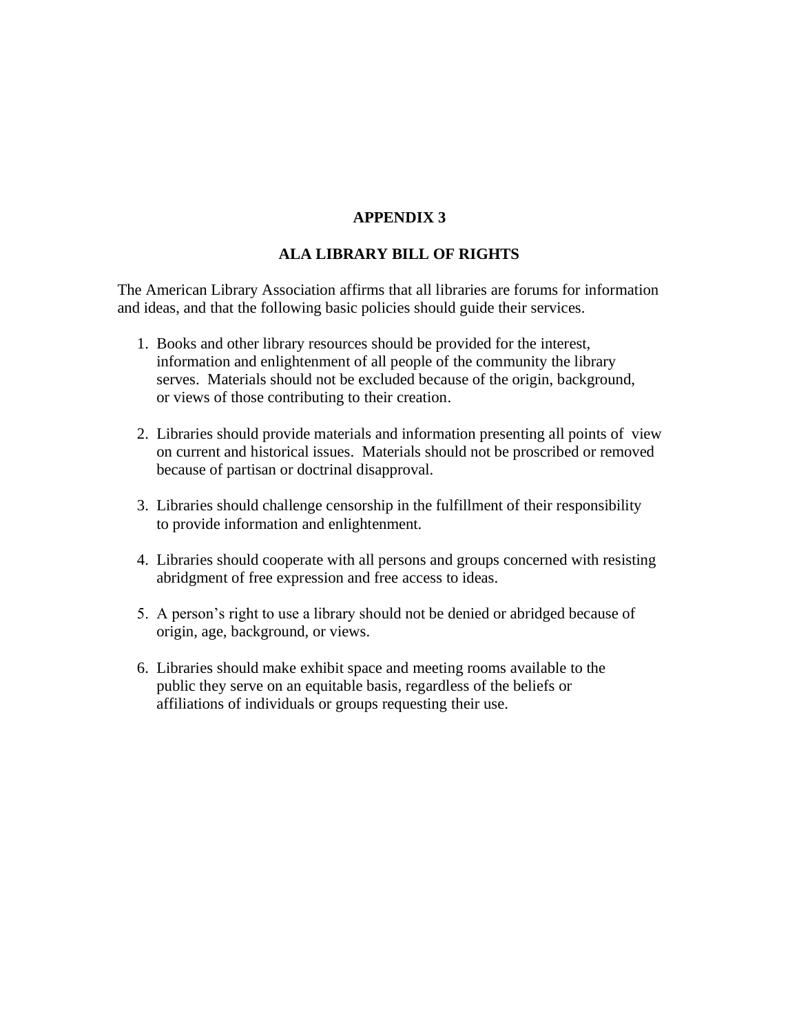## APPENDIX 3

## ALA LIBRARY BILL OF RIGHTS

The American Library Association affirms that all libraries are forums for information and ideas, and that the following basic policies should guide their services.

1. Books and other library resources should be provided for the interest, information and enlightenment of all people of the community the library serves. Materials should not be excluded because of the origin, background, or views of those contributing to their creation.

2. Libraries should provide materials and information presenting all points of view on current and historical issues. Materials should not be proscribed or removed because of partisan or doctrinal disapproval.

3. Libraries should challenge censorship in the fulfillment of their responsibility to provide information and enlightenment.

4. Libraries should cooperate with all persons and groups concerned with resisting abridgment of free expression and free access to ideas.

5. A person's right to use a library should not be denied or abridged because of origin, age, background, or views.

6. Libraries should make exhibit space and meeting rooms available to the public they serve on an equitable basis, regardless of the beliefs or affiliations of individuals or groups requesting their use.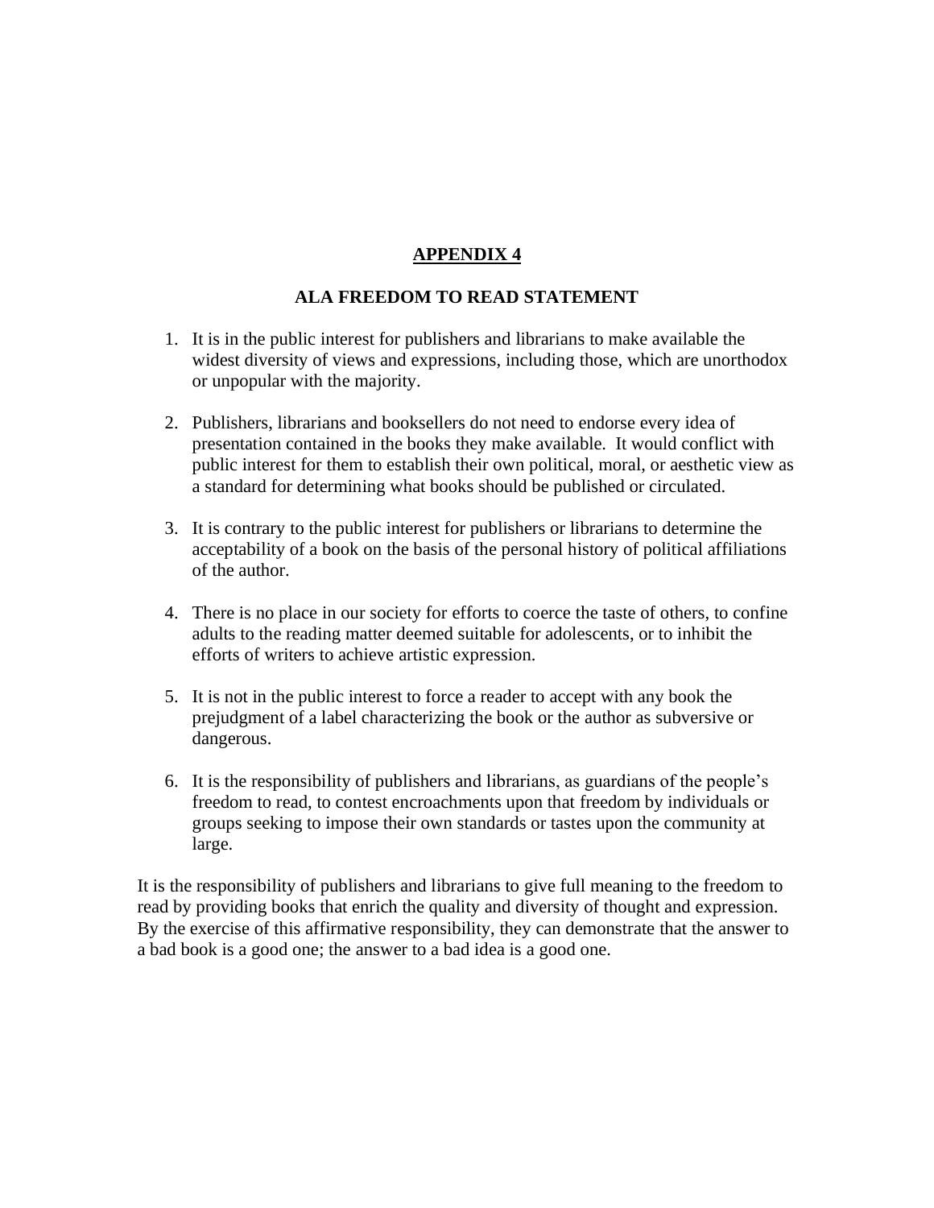## APPENDIX 4

### ALA FREEDOM TO READ STATEMENT

1. It is in the public interest for publishers and librarians to make available the widest diversity of views and expressions, including those, which are unorthodox or unpopular with the majority.

2. Publishers, librarians and booksellers do not need to endorse every idea of presentation contained in the books they make available. It would conflict with public interest for them to establish their own political, moral, or aesthetic view as a standard for determining what books should be published or circulated.

3. It is contrary to the public interest for publishers or librarians to determine the acceptability of a book on the basis of the personal history of political affiliations of the author.

4. There is no place in our society for efforts to coerce the taste of others, to confine adults to the reading matter deemed suitable for adolescents, or to inhibit the efforts of writers to achieve artistic expression.

5. It is not in the public interest to force a reader to accept with any book the prejudgment of a label characterizing the book or the author as subversive or dangerous.

6. It is the responsibility of publishers and librarians, as guardians of the people's freedom to read, to contest encroachments upon that freedom by individuals or groups seeking to impose their own standards or tastes upon the community at large.

It is the responsibility of publishers and librarians to give full meaning to the freedom to read by providing books that enrich the quality and diversity of thought and expression. By the exercise of this affirmative responsibility, they can demonstrate that the answer to a bad book is a good one; the answer to a bad idea is a good one.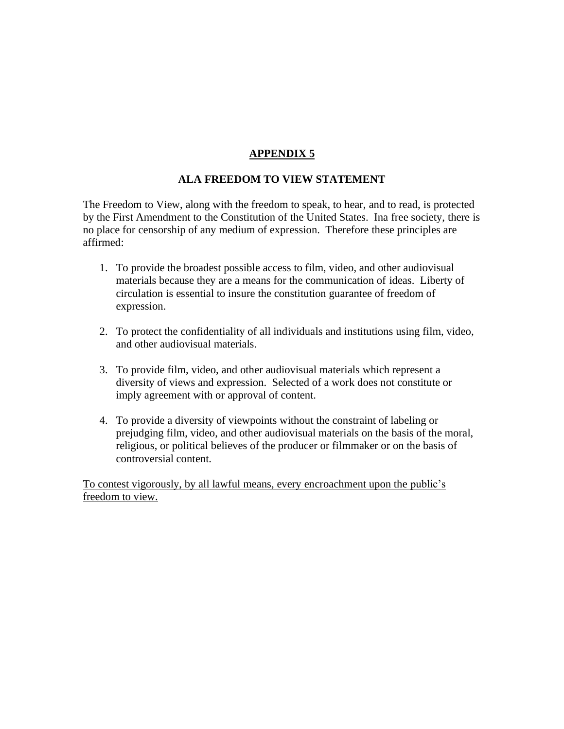## APPENDIX 5

### ALA FREEDOM TO VIEW STATEMENT

The Freedom to View, along with the freedom to speak, to hear, and to read, is protected by the First Amendment to the Constitution of the United States. Ina free society, there is no place for censorship of any medium of expression. Therefore these principles are affirmed:

1. To provide the broadest possible access to film, video, and other audiovisual materials because they are a means for the communication of ideas. Liberty of circulation is essential to insure the constitution guarantee of freedom of expression.

2. To protect the confidentiality of all individuals and institutions using film, video, and other audiovisual materials.

3. To provide film, video, and other audiovisual materials which represent a diversity of views and expression. Selected of a work does not constitute or imply agreement with or approval of content.

4. To provide a diversity of viewpoints without the constraint of labeling or prejudging film, video, and other audiovisual materials on the basis of the moral, religious, or political believes of the producer or filmmaker or on the basis of controversial content.

<u>To contest vigorously, by all lawful means, every encroachment upon the public's freedom to view.</u>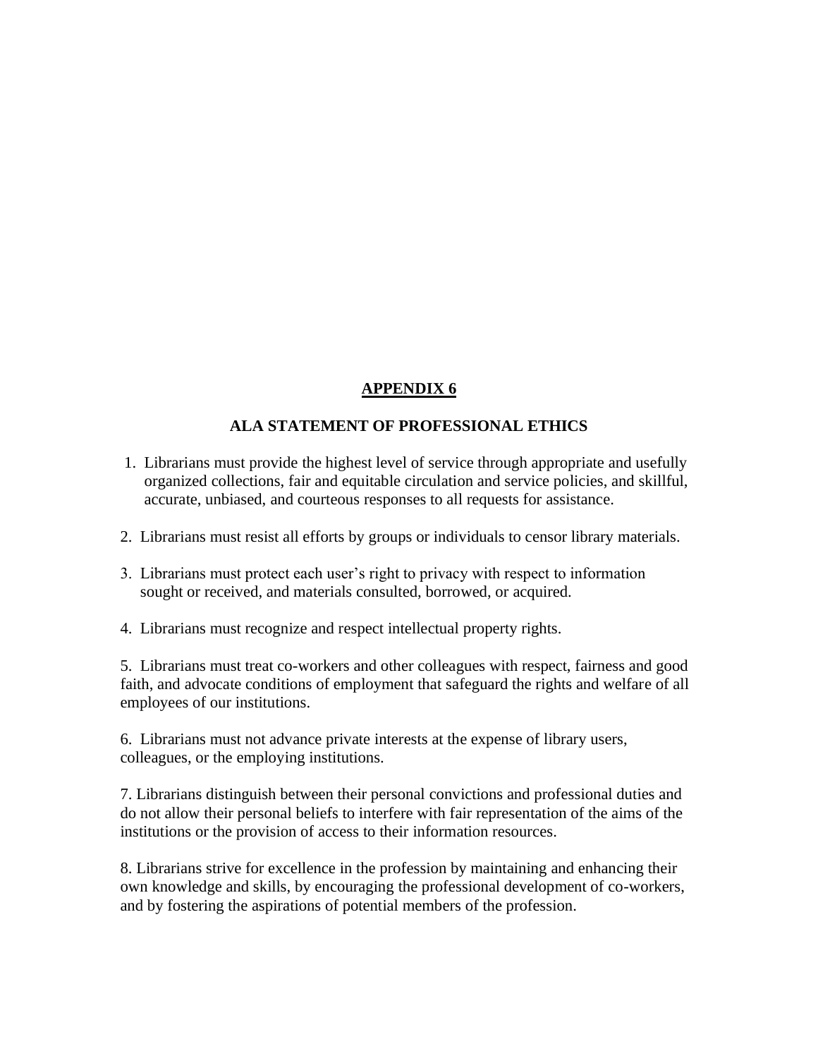## APPENDIX 6

### ALA STATEMENT OF PROFESSIONAL ETHICS

1. Librarians must provide the highest level of service through appropriate and usefully organized collections, fair and equitable circulation and service policies, and skillful, accurate, unbiased, and courteous responses to all requests for assistance.

2. Librarians must resist all efforts by groups or individuals to censor library materials.

3. Librarians must protect each user's right to privacy with respect to information sought or received, and materials consulted, borrowed, or acquired.

4. Librarians must recognize and respect intellectual property rights.

5. Librarians must treat co-workers and other colleagues with respect, fairness and good faith, and advocate conditions of employment that safeguard the rights and welfare of all employees of our institutions.

6. Librarians must not advance private interests at the expense of library users, colleagues, or the employing institutions.

7. Librarians distinguish between their personal convictions and professional duties and do not allow their personal beliefs to interfere with fair representation of the aims of the institutions or the provision of access to their information resources.

8. Librarians strive for excellence in the profession by maintaining and enhancing their own knowledge and skills, by encouraging the professional development of co-workers, and by fostering the aspirations of potential members of the profession.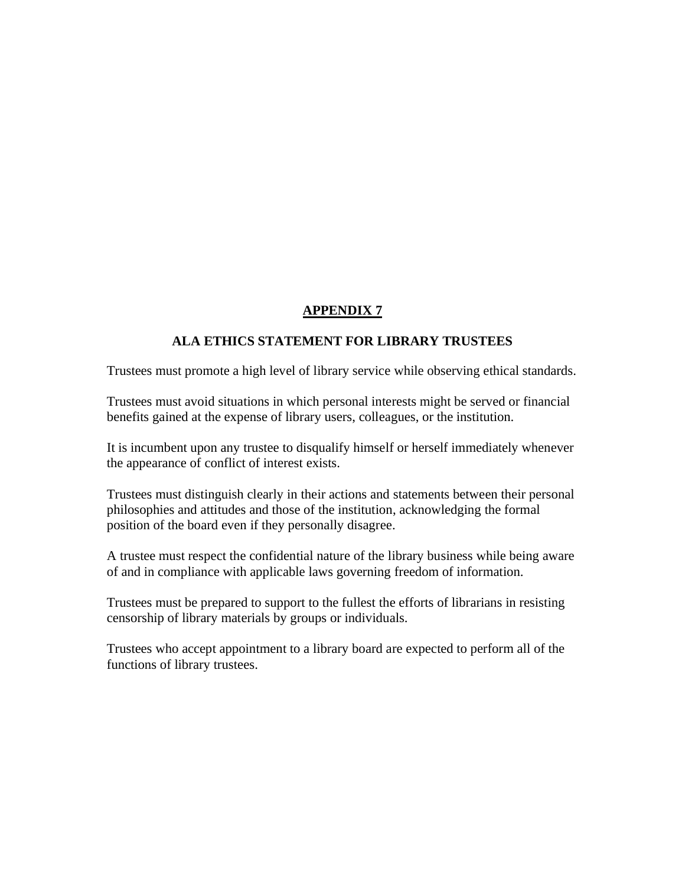# APPENDIX 7

## ALA ETHICS STATEMENT FOR LIBRARY TRUSTEES

Trustees must promote a high level of library service while observing ethical standards.

Trustees must avoid situations in which personal interests might be served or financial benefits gained at the expense of library users, colleagues, or the institution.

It is incumbent upon any trustee to disqualify himself or herself immediately whenever the appearance of conflict of interest exists.

Trustees must distinguish clearly in their actions and statements between their personal philosophies and attitudes and those of the institution, acknowledging the formal position of the board even if they personally disagree.

A trustee must respect the confidential nature of the library business while being aware of and in compliance with applicable laws governing freedom of information.

Trustees must be prepared to support to the fullest the efforts of librarians in resisting censorship of library materials by groups or individuals.

Trustees who accept appointment to a library board are expected to perform all of the functions of library trustees.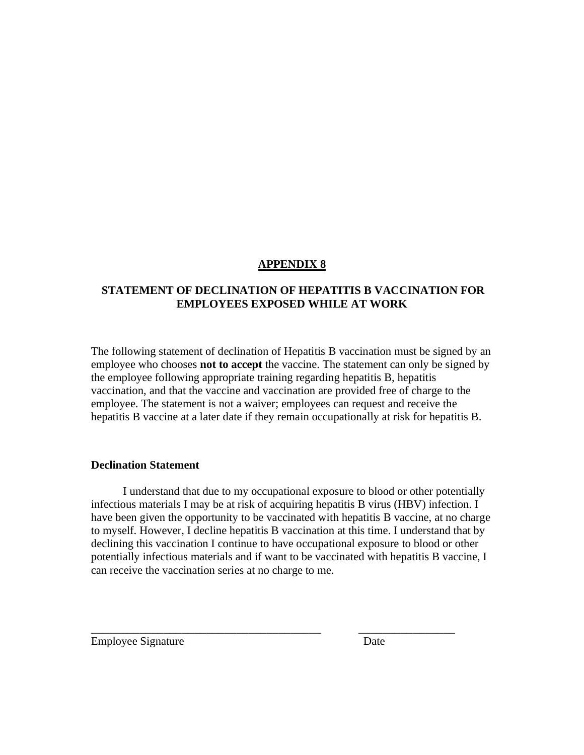## APPENDIX 8

## STATEMENT OF DECLINATION OF HEPATITIS B VACCINATION FOR EMPLOYEES EXPOSED WHILE AT WORK

The following statement of declination of Hepatitis B vaccination must be signed by an employee who chooses **not to accept** the vaccine. The statement can only be signed by the employee following appropriate training regarding hepatitis B, hepatitis vaccination, and that the vaccine and vaccination are provided free of charge to the employee. The statement is not a waiver; employees can request and receive the hepatitis B vaccine at a later date if they remain occupationally at risk for hepatitis B.

**Declination Statement**

I understand that due to my occupational exposure to blood or other potentially infectious materials I may be at risk of acquiring hepatitis B virus (HBV) infection. I have been given the opportunity to be vaccinated with hepatitis B vaccine, at no charge to myself. However, I decline hepatitis B vaccination at this time. I understand that by declining this vaccination I continue to have occupational exposure to blood or other potentially infectious materials and if want to be vaccinated with hepatitis B vaccine, I can receive the vaccination series at no charge to me.

_________________________________________ _________________

Employee Signature Date